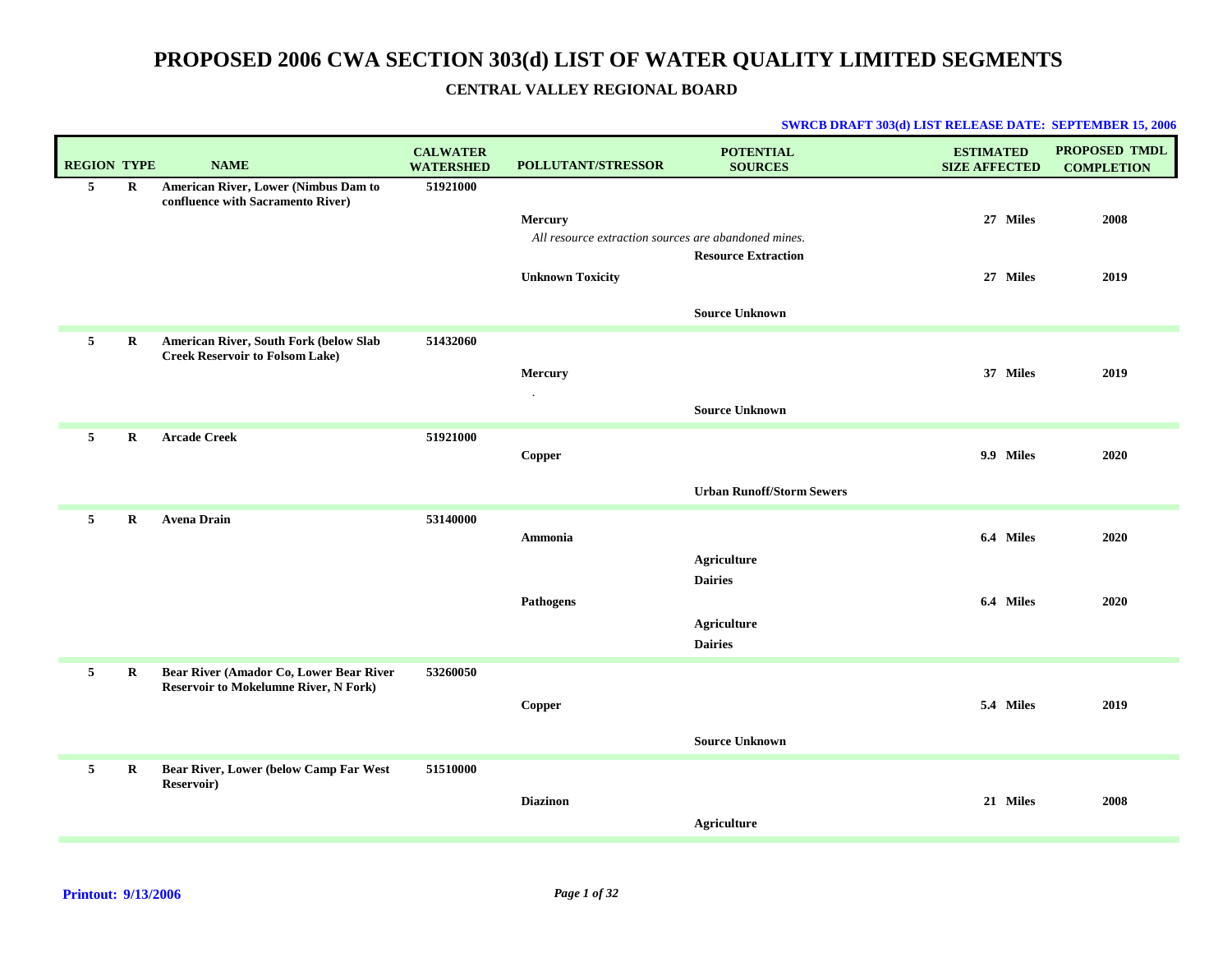# PROPOSED 2006 CWA SECTION 303(d) LIST OF WATER QUALITY LIMITED SEGMENTS

## CENTRAL VALLEY REGIONAL BOARD

**SWRCB DRAFT 303(d) LIST RELEASE DATE: SEPTEMBER 15, 2006**

| REGION | TYPE | NAME | CALWATER WATERSHED | POLLUTANT/STRESSOR | POTENTIAL SOURCES | ESTIMATED SIZE AFFECTED | PROPOSED TMDL COMPLETION |
|---|---|---|---|---|---|---|---|
| 5 | R | American River, Lower (Nimbus Dam to confluence with Sacramento River) | 51921000 | | | | |
| | | | | Mercury | | 27 Miles | 2008 |
| | | | | *All resource extraction sources are abandoned mines.* | | | |
| | | | | | Resource Extraction | | |
| | | | | Unknown Toxicity | | 27 Miles | 2019 |
| | | | | | Source Unknown | | |
| 5 | R | American River, South Fork (below Slab Creek Reservoir to Folsom Lake) | 51432060 | | | | |
| | | | | Mercury | | 37 Miles | 2019 |
| | | | | . | | | |
| | | | | | Source Unknown | | |
| 5 | R | Arcade Creek | 51921000 | | | | |
| | | | | Copper | | 9.9 Miles | 2020 |
| | | | | | Urban Runoff/Storm Sewers | | |
| 5 | R | Avena Drain | 53140000 | | | | |
| | | | | Ammonia | | 6.4 Miles | 2020 |
| | | | | | Agriculture | | |
| | | | | | Dairies | | |
| | | | | Pathogens | | 6.4 Miles | 2020 |
| | | | | | Agriculture | | |
| | | | | | Dairies | | |
| 5 | R | Bear River (Amador Co, Lower Bear River Reservoir to Mokelumne River, N Fork) | 53260050 | | | | |
| | | | | Copper | | 5.4 Miles | 2019 |
| | | | | | Source Unknown | | |
| 5 | R | Bear River, Lower (below Camp Far West Reservoir) | 51510000 | | | | |
| | | | | Diazinon | | 21 Miles | 2008 |
| | | | | | Agriculture | | |

**Printout: 9/13/2006**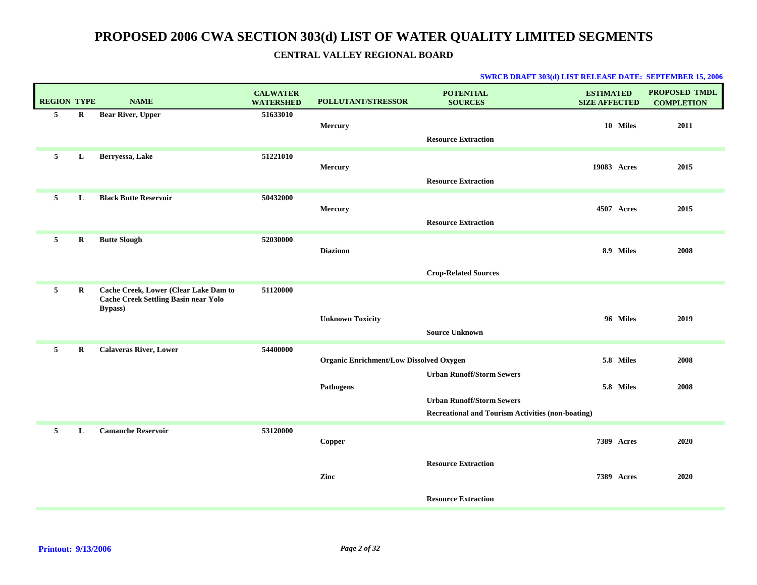# PROPOSED 2006 CWA SECTION 303(d) LIST OF WATER QUALITY LIMITED SEGMENTS

## CENTRAL VALLEY REGIONAL BOARD

**SWRCB DRAFT 303(d) LIST RELEASE DATE: SEPTEMBER 15, 2006**

| REGION | TYPE | NAME | CALWATER WATERSHED | POLLUTANT/STRESSOR | POTENTIAL SOURCES | ESTIMATED SIZE AFFECTED | PROPOSED TMDL COMPLETION |
|---|---|---|---|---|---|---|---|
| 5 | R | Bear River, Upper | 51633010 | | | | |
| | | | | Mercury | | 10 Miles | 2011 |
| | | | | | Resource Extraction | | |
| 5 | L | Berryessa, Lake | 51221010 | | | | |
| | | | | Mercury | | 19083 Acres | 2015 |
| | | | | | Resource Extraction | | |
| 5 | L | Black Butte Reservoir | 50432000 | | | | |
| | | | | Mercury | | 4507 Acres | 2015 |
| | | | | | Resource Extraction | | |
| 5 | R | Butte Slough | 52030000 | | | | |
| | | | | Diazinon | | 8.9 Miles | 2008 |
| | | | | | Crop-Related Sources | | |
| 5 | R | Cache Creek, Lower (Clear Lake Dam to Cache Creek Settling Basin near Yolo Bypass) | 51120000 | | | | |
| | | | | Unknown Toxicity | | 96 Miles | 2019 |
| | | | | | Source Unknown | | |
| 5 | R | Calaveras River, Lower | 54400000 | | | | |
| | | | | Organic Enrichment/Low Dissolved Oxygen | | 5.8 Miles | 2008 |
| | | | | | Urban Runoff/Storm Sewers | | |
| | | | | Pathogens | | 5.8 Miles | 2008 |
| | | | | | Urban Runoff/Storm Sewers | | |
| | | | | | Recreational and Tourism Activities (non-boating) | | |
| 5 | L | Camanche Reservoir | 53120000 | | | | |
| | | | | Copper | | 7389 Acres | 2020 |
| | | | | | Resource Extraction | | |
| | | | | Zinc | | 7389 Acres | 2020 |
| | | | | | Resource Extraction | | |

**Printout: 9/13/2006**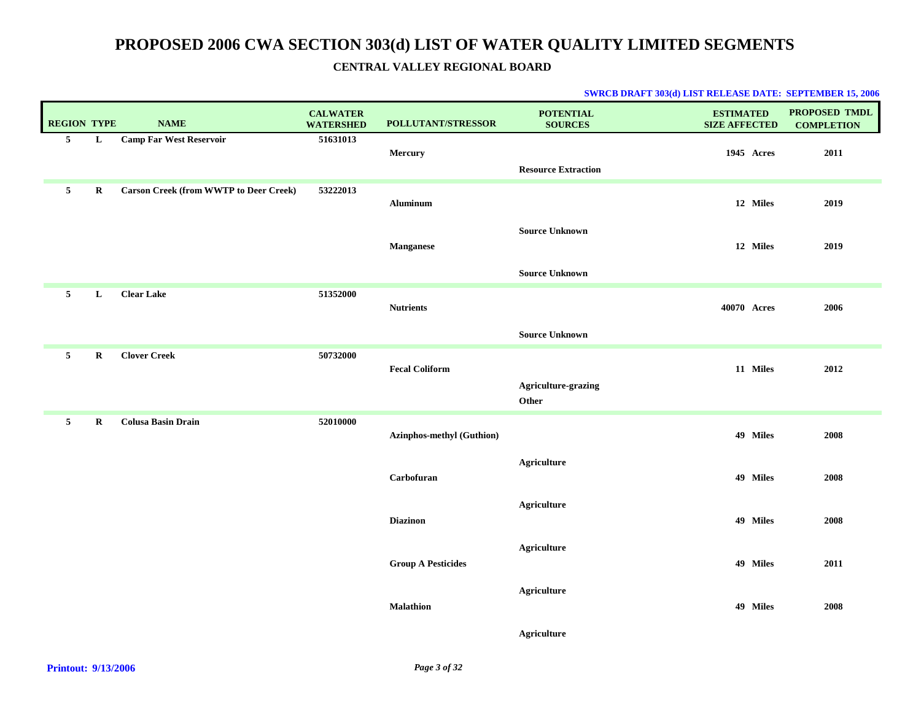# PROPOSED 2006 CWA SECTION 303(d) LIST OF WATER QUALITY LIMITED SEGMENTS

## CENTRAL VALLEY REGIONAL BOARD

**SWRCB DRAFT 303(d) LIST RELEASE DATE: SEPTEMBER 15, 2006**

| REGION | TYPE | NAME | CALWATER WATERSHED | POLLUTANT/STRESSOR | POTENTIAL SOURCES | ESTIMATED SIZE AFFECTED | PROPOSED TMDL COMPLETION |
|---|---|---|---|---|---|---|---|
| 5 | L | Camp Far West Reservoir | 51631013 | | | | |
| | | | | Mercury | | 1945 Acres | 2011 |
| | | | | | Resource Extraction | | |
| 5 | R | Carson Creek (from WWTP to Deer Creek) | 53222013 | | | | |
| | | | | Aluminum | | 12 Miles | 2019 |
| | | | | | Source Unknown | | |
| | | | | Manganese | | 12 Miles | 2019 |
| | | | | | Source Unknown | | |
| 5 | L | Clear Lake | 51352000 | | | | |
| | | | | Nutrients | | 40070 Acres | 2006 |
| | | | | | Source Unknown | | |
| 5 | R | Clover Creek | 50732000 | | | | |
| | | | | Fecal Coliform | | 11 Miles | 2012 |
| | | | | | Agriculture-grazing | | |
| | | | | | Other | | |
| 5 | R | Colusa Basin Drain | 52010000 | | | | |
| | | | | Azinphos-methyl (Guthion) | | 49 Miles | 2008 |
| | | | | | Agriculture | | |
| | | | | Carbofuran | | 49 Miles | 2008 |
| | | | | | Agriculture | | |
| | | | | Diazinon | | 49 Miles | 2008 |
| | | | | | Agriculture | | |
| | | | | Group A Pesticides | | 49 Miles | 2011 |
| | | | | | Agriculture | | |
| | | | | Malathion | | 49 Miles | 2008 |
| | | | | | Agriculture | | |

**Printout: 9/13/2006**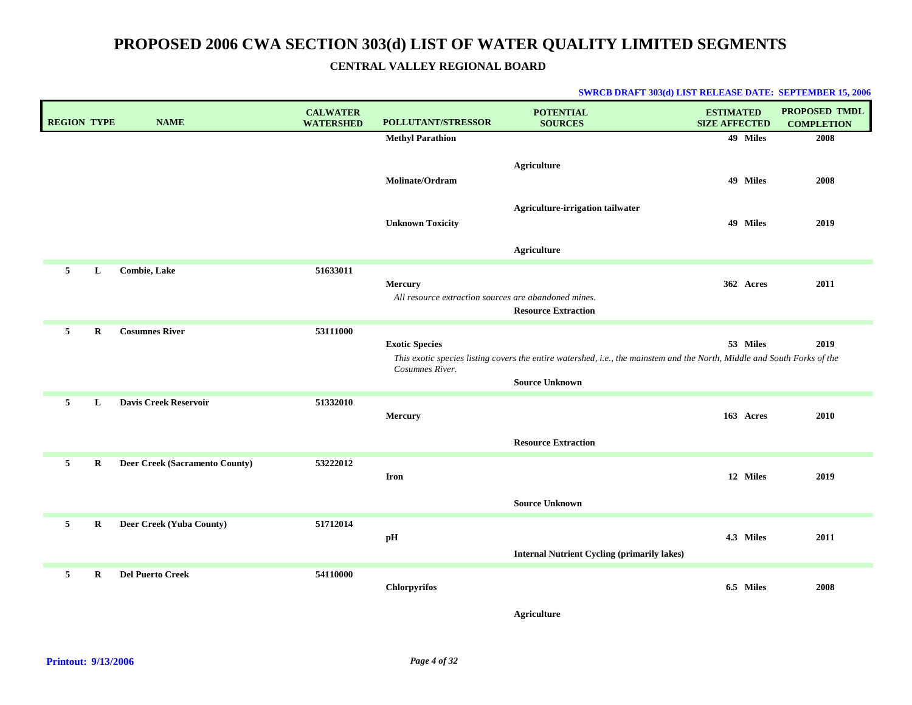# PROPOSED 2006 CWA SECTION 303(d) LIST OF WATER QUALITY LIMITED SEGMENTS

## CENTRAL VALLEY REGIONAL BOARD

**SWRCB DRAFT 303(d) LIST RELEASE DATE: SEPTEMBER 15, 2006**

| REGION | TYPE | NAME | CALWATER WATERSHED | POLLUTANT/STRESSOR | POTENTIAL SOURCES | ESTIMATED SIZE AFFECTED | PROPOSED TMDL COMPLETION |
|---|---|---|---|---|---|---|---|
| | | | | **Methyl Parathion** | | 49 Miles | 2008 |
| | | | | | Agriculture | | |
| | | | | **Molinate/Ordram** | | 49 Miles | 2008 |
| | | | | | Agriculture-irrigation tailwater | | |
| | | | | **Unknown Toxicity** | | 49 Miles | 2019 |
| | | | | | Agriculture | | |
| 5 | L | **Combie, Lake** | 51633011 | | | | |
| | | | | **Mercury** | | 362 Acres | 2011 |
| | | | | *All resource extraction sources are abandoned mines.* | | | |
| | | | | | Resource Extraction | | |
| 5 | R | **Cosumnes River** | 53111000 | | | | |
| | | | | **Exotic Species** | | 53 Miles | 2019 |
| | | | | *This exotic species listing covers the entire watershed, i.e., the mainstem and the North, Middle and South Forks of the Cosumnes River.* | | | |
| | | | | | Source Unknown | | |
| 5 | L | **Davis Creek Reservoir** | 51332010 | | | | |
| | | | | **Mercury** | | 163 Acres | 2010 |
| | | | | | Resource Extraction | | |
| 5 | R | **Deer Creek (Sacramento County)** | 53222012 | | | | |
| | | | | **Iron** | | 12 Miles | 2019 |
| | | | | | Source Unknown | | |
| 5 | R | **Deer Creek (Yuba County)** | 51712014 | | | | |
| | | | | **pH** | | 4.3 Miles | 2011 |
| | | | | | Internal Nutrient Cycling (primarily lakes) | | |
| 5 | R | **Del Puerto Creek** | 54110000 | | | | |
| | | | | **Chlorpyrifos** | | 6.5 Miles | 2008 |
| | | | | | Agriculture | | |

**Printout: 9/13/2006**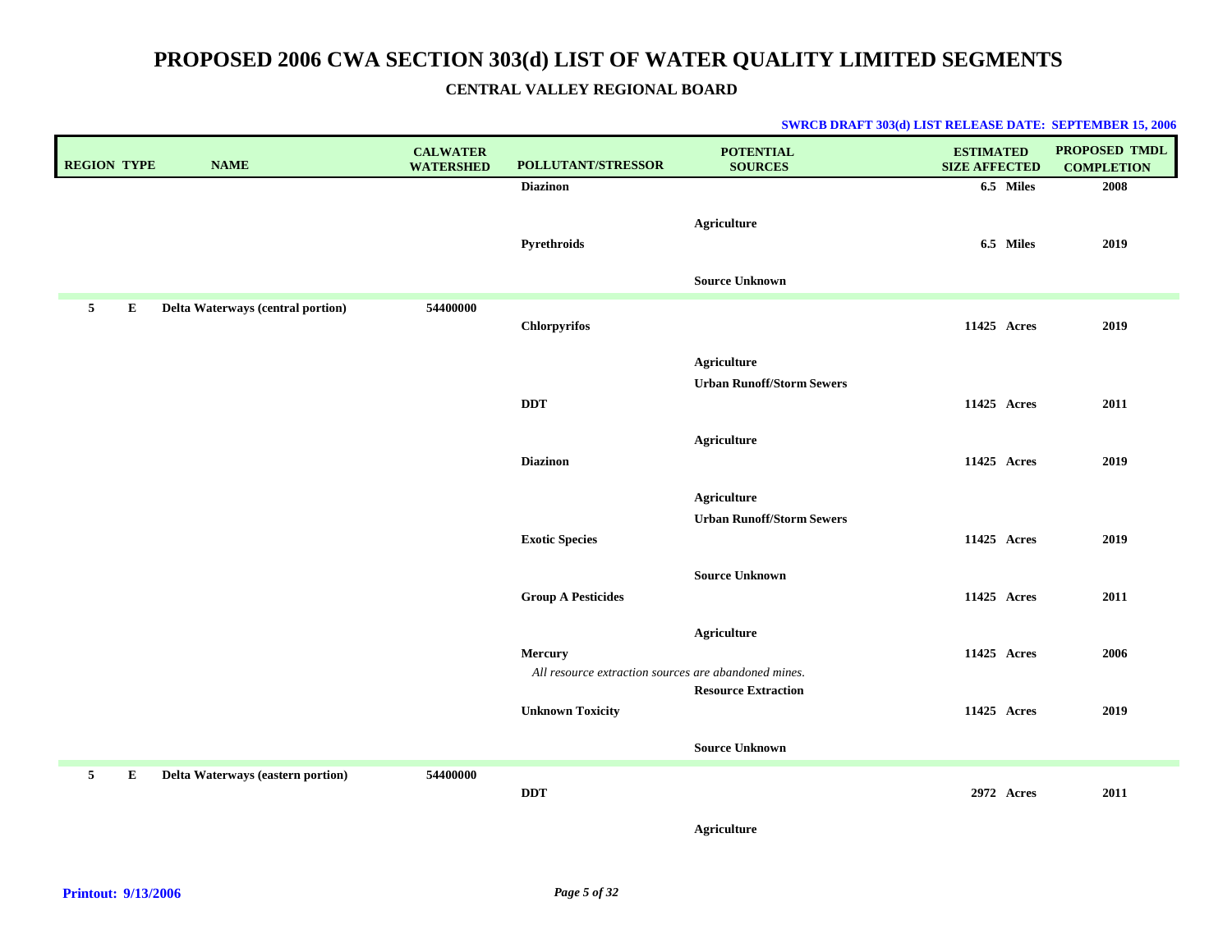# PROPOSED 2006 CWA SECTION 303(d) LIST OF WATER QUALITY LIMITED SEGMENTS

## CENTRAL VALLEY REGIONAL BOARD

**SWRCB DRAFT 303(d) LIST RELEASE DATE: SEPTEMBER 15, 2006**

| REGION | TYPE | NAME | CALWATER WATERSHED | POLLUTANT/STRESSOR | POTENTIAL SOURCES | ESTIMATED SIZE AFFECTED | PROPOSED TMDL COMPLETION |
|---|---|---|---|---|---|---|---|
| | | | | **Diazinon** | | **6.5 Miles** | **2008** |
| | | | | | **Agriculture** | | |
| | | | | **Pyrethroids** | | **6.5 Miles** | **2019** |
| | | | | | **Source Unknown** | | |
| **5** | **E** | **Delta Waterways (central portion)** | **54400000** | | | | |
| | | | | **Chlorpyrifos** | | **11425 Acres** | **2019** |
| | | | | | **Agriculture** | | |
| | | | | | **Urban Runoff/Storm Sewers** | | |
| | | | | **DDT** | | **11425 Acres** | **2011** |
| | | | | | **Agriculture** | | |
| | | | | **Diazinon** | | **11425 Acres** | **2019** |
| | | | | | **Agriculture** | | |
| | | | | | **Urban Runoff/Storm Sewers** | | |
| | | | | **Exotic Species** | | **11425 Acres** | **2019** |
| | | | | | **Source Unknown** | | |
| | | | | **Group A Pesticides** | | **11425 Acres** | **2011** |
| | | | | | **Agriculture** | | |
| | | | | **Mercury** | | **11425 Acres** | **2006** |
| | | | | *All resource extraction sources are abandoned mines.* | | | |
| | | | | | **Resource Extraction** | | |
| | | | | **Unknown Toxicity** | | **11425 Acres** | **2019** |
| | | | | | **Source Unknown** | | |
| **5** | **E** | **Delta Waterways (eastern portion)** | **54400000** | | | | |
| | | | | **DDT** | | **2972 Acres** | **2011** |
| | | | | | **Agriculture** | | |

**Printout: 9/13/2006**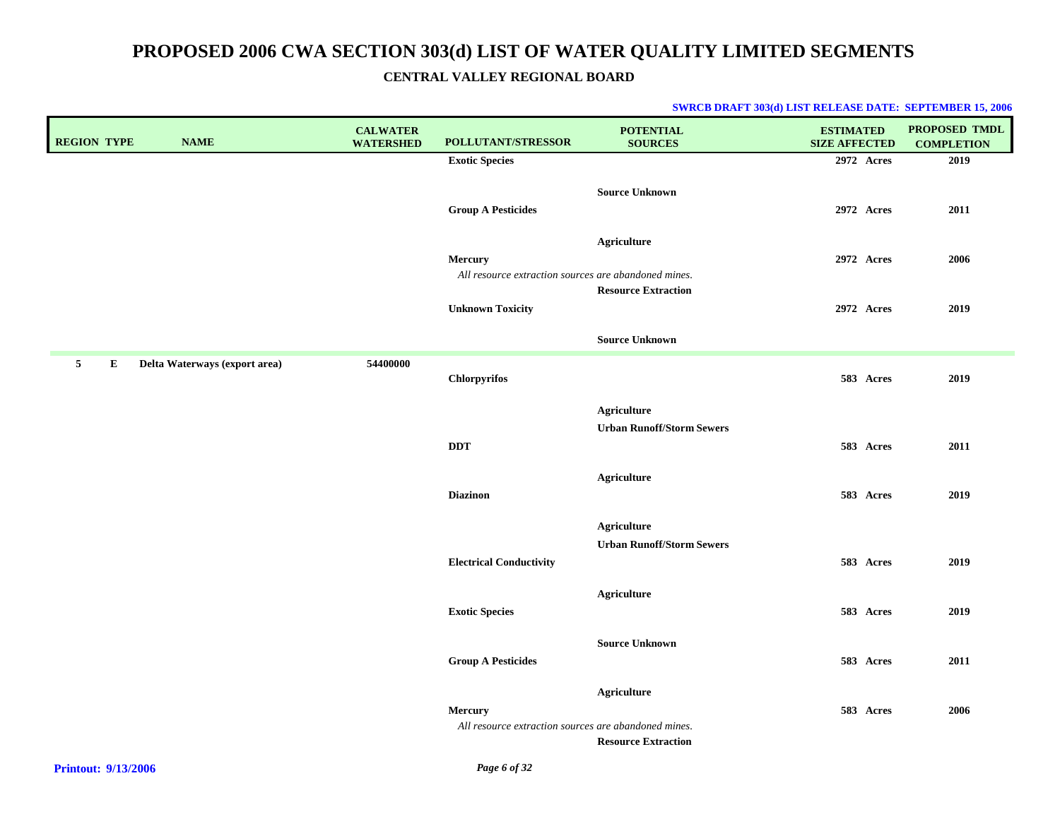# PROPOSED 2006 CWA SECTION 303(d) LIST OF WATER QUALITY LIMITED SEGMENTS

## CENTRAL VALLEY REGIONAL BOARD

**SWRCB DRAFT 303(d) LIST RELEASE DATE: SEPTEMBER 15, 2006**

| REGION | TYPE | NAME | CALWATER WATERSHED | POLLUTANT/STRESSOR | POTENTIAL SOURCES | ESTIMATED SIZE AFFECTED | PROPOSED TMDL COMPLETION |
|---|---|---|---|---|---|---|---|
| | | | | **Exotic Species** | | **2972 Acres** | **2019** |
| | | | | | **Source Unknown** | | |
| | | | | **Group A Pesticides** | | **2972 Acres** | **2011** |
| | | | | | **Agriculture** | | |
| | | | | **Mercury** | | **2972 Acres** | **2006** |
| | | | | *All resource extraction sources are abandoned mines.* | | | |
| | | | | | **Resource Extraction** | | |
| | | | | **Unknown Toxicity** | | **2972 Acres** | **2019** |
| | | | | | **Source Unknown** | | |
| **5** | **E** | **Delta Waterways (export area)** | **54400000** | | | | |
| | | | | **Chlorpyrifos** | | **583 Acres** | **2019** |
| | | | | | **Agriculture** | | |
| | | | | | **Urban Runoff/Storm Sewers** | | |
| | | | | **DDT** | | **583 Acres** | **2011** |
| | | | | | **Agriculture** | | |
| | | | | **Diazinon** | | **583 Acres** | **2019** |
| | | | | | **Agriculture** | | |
| | | | | | **Urban Runoff/Storm Sewers** | | |
| | | | | **Electrical Conductivity** | | **583 Acres** | **2019** |
| | | | | | **Agriculture** | | |
| | | | | **Exotic Species** | | **583 Acres** | **2019** |
| | | | | | **Source Unknown** | | |
| | | | | **Group A Pesticides** | | **583 Acres** | **2011** |
| | | | | | **Agriculture** | | |
| | | | | **Mercury** | | **583 Acres** | **2006** |
| | | | | *All resource extraction sources are abandoned mines.* | | | |
| | | | | | **Resource Extraction** | | |

**Printout: 9/13/2006**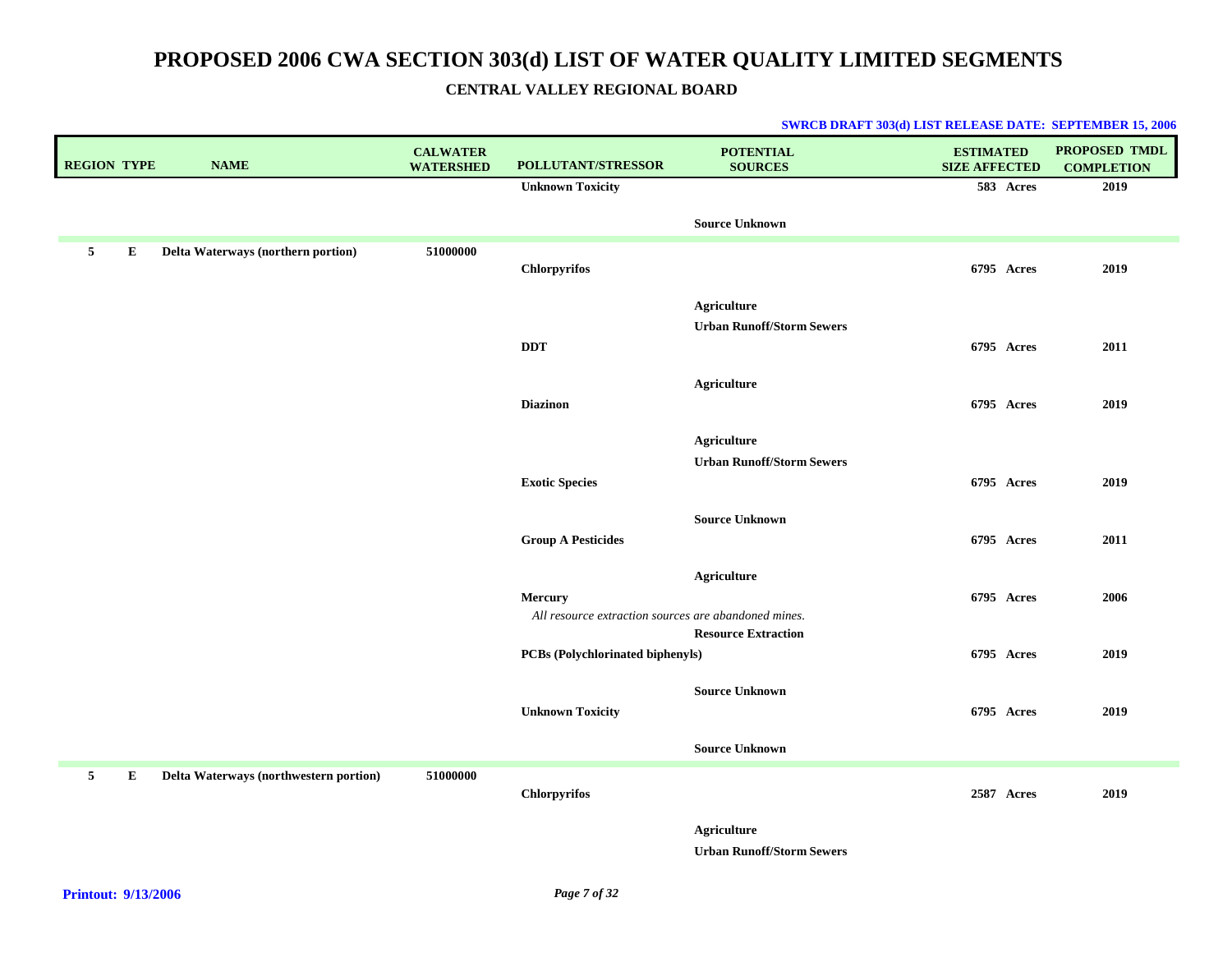# PROPOSED 2006 CWA SECTION 303(d) LIST OF WATER QUALITY LIMITED SEGMENTS

## CENTRAL VALLEY REGIONAL BOARD

**SWRCB DRAFT 303(d) LIST RELEASE DATE: SEPTEMBER 15, 2006**

| REGION | TYPE | NAME | CALWATER WATERSHED | POLLUTANT/STRESSOR | POTENTIAL SOURCES | ESTIMATED SIZE AFFECTED | PROPOSED TMDL COMPLETION |
|---|---|---|---|---|---|---|---|
| | | | | **Unknown Toxicity** | | **583 Acres** | **2019** |
| | | | | | **Source Unknown** | | |
| **5** | **E** | **Delta Waterways (northern portion)** | **51000000** | | | | |
| | | | | **Chlorpyrifos** | | **6795 Acres** | **2019** |
| | | | | | **Agriculture** | | |
| | | | | | **Urban Runoff/Storm Sewers** | | |
| | | | | **DDT** | | **6795 Acres** | **2011** |
| | | | | | **Agriculture** | | |
| | | | | **Diazinon** | | **6795 Acres** | **2019** |
| | | | | | **Agriculture** | | |
| | | | | | **Urban Runoff/Storm Sewers** | | |
| | | | | **Exotic Species** | | **6795 Acres** | **2019** |
| | | | | | **Source Unknown** | | |
| | | | | **Group A Pesticides** | | **6795 Acres** | **2011** |
| | | | | | **Agriculture** | | |
| | | | | **Mercury** | | **6795 Acres** | **2006** |
| | | | | *All resource extraction sources are abandoned mines.* | | | |
| | | | | | **Resource Extraction** | | |
| | | | | **PCBs (Polychlorinated biphenyls)** | | **6795 Acres** | **2019** |
| | | | | | **Source Unknown** | | |
| | | | | **Unknown Toxicity** | | **6795 Acres** | **2019** |
| | | | | | **Source Unknown** | | |
| **5** | **E** | **Delta Waterways (northwestern portion)** | **51000000** | | | | |
| | | | | **Chlorpyrifos** | | **2587 Acres** | **2019** |
| | | | | | **Agriculture** | | |
| | | | | | **Urban Runoff/Storm Sewers** | | |

**Printout: 9/13/2006**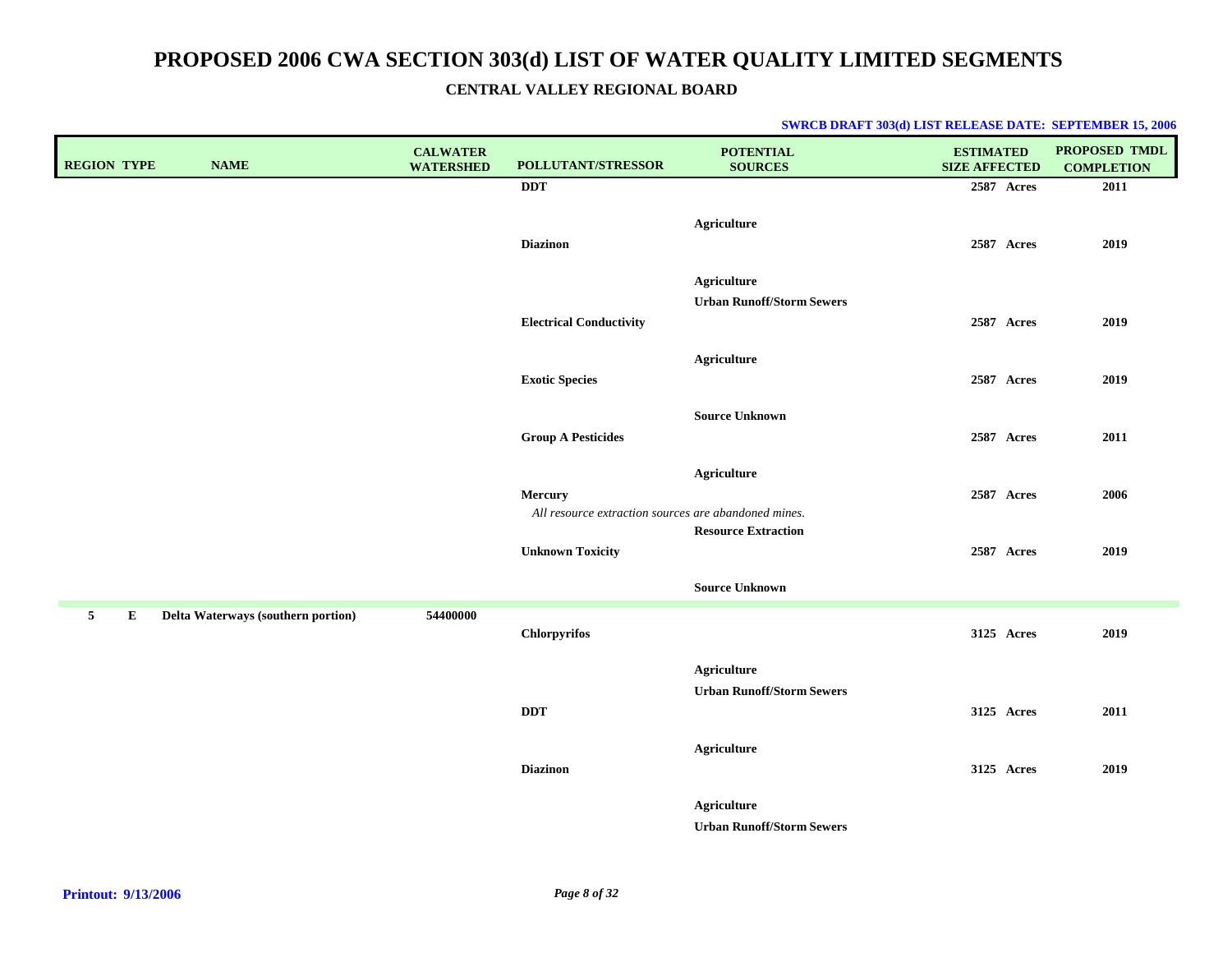# PROPOSED 2006 CWA SECTION 303(d) LIST OF WATER QUALITY LIMITED SEGMENTS

## CENTRAL VALLEY REGIONAL BOARD

**SWRCB DRAFT 303(d) LIST RELEASE DATE: SEPTEMBER 15, 2006**

| REGION | TYPE | NAME | CALWATER WATERSHED | POLLUTANT/STRESSOR | POTENTIAL SOURCES | ESTIMATED SIZE AFFECTED | PROPOSED TMDL COMPLETION |
|---|---|---|---|---|---|---|---|
| | | | | DDT | | 2587 Acres | 2011 |
| | | | | | Agriculture | | |
| | | | | Diazinon | | 2587 Acres | 2019 |
| | | | | | Agriculture | | |
| | | | | | Urban Runoff/Storm Sewers | | |
| | | | | Electrical Conductivity | | 2587 Acres | 2019 |
| | | | | | Agriculture | | |
| | | | | Exotic Species | | 2587 Acres | 2019 |
| | | | | | Source Unknown | | |
| | | | | Group A Pesticides | | 2587 Acres | 2011 |
| | | | | | Agriculture | | |
| | | | | Mercury<br>*All resource extraction sources are abandoned mines.* | | 2587 Acres | 2006 |
| | | | | | Resource Extraction | | |
| | | | | Unknown Toxicity | | 2587 Acres | 2019 |
| | | | | | Source Unknown | | |
| 5 | E | Delta Waterways (southern portion) | 54400000 | | | | |
| | | | | Chlorpyrifos | | 3125 Acres | 2019 |
| | | | | | Agriculture | | |
| | | | | | Urban Runoff/Storm Sewers | | |
| | | | | DDT | | 3125 Acres | 2011 |
| | | | | | Agriculture | | |
| | | | | Diazinon | | 3125 Acres | 2019 |
| | | | | | Agriculture | | |
| | | | | | Urban Runoff/Storm Sewers | | |

**Printout: 9/13/2006**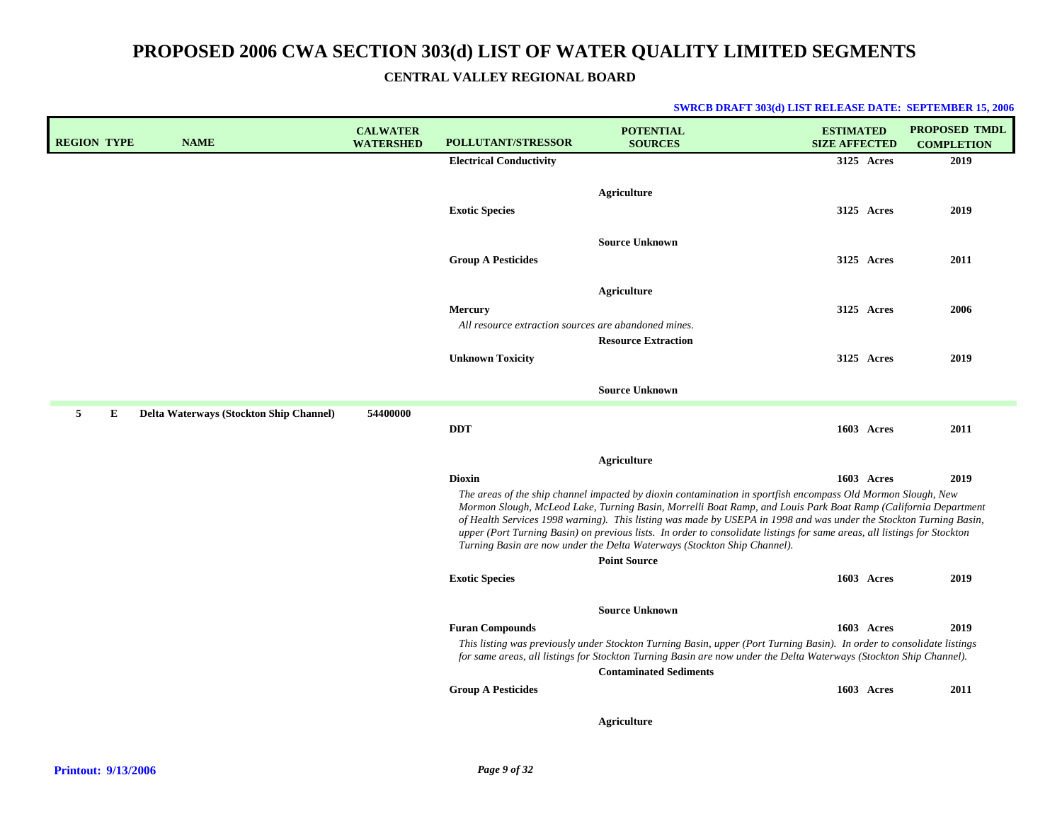# PROPOSED 2006 CWA SECTION 303(d) LIST OF WATER QUALITY LIMITED SEGMENTS

## CENTRAL VALLEY REGIONAL BOARD

**SWRCB DRAFT 303(d) LIST RELEASE DATE: SEPTEMBER 15, 2006**

| REGION | TYPE | NAME | CALWATER WATERSHED | POLLUTANT/STRESSOR | POTENTIAL SOURCES | ESTIMATED SIZE AFFECTED | PROPOSED TMDL COMPLETION |
|---|---|---|---|---|---|---|---|
| | | | | **Electrical Conductivity** | | 3125 Acres | 2019 |
| | | | | | **Agriculture** | | |
| | | | | **Exotic Species** | | 3125 Acres | 2019 |
| | | | | | **Source Unknown** | | |
| | | | | **Group A Pesticides** | | 3125 Acres | 2011 |
| | | | | | **Agriculture** | | |
| | | | | **Mercury** <br> *All resource extraction sources are abandoned mines.* | | 3125 Acres | 2006 |
| | | | | | **Resource Extraction** | | |
| | | | | **Unknown Toxicity** | | 3125 Acres | 2019 |
| | | | | | **Source Unknown** | | |
| 5 | E | **Delta Waterways (Stockton Ship Channel)** | 54400000 | | | | |
| | | | | **DDT** | | 1603 Acres | 2011 |
| | | | | | **Agriculture** | | |
| | | | | **Dioxin** <br> *The areas of the ship channel impacted by dioxin contamination in sportfish encompass Old Mormon Slough, New Mormon Slough, McLeod Lake, Turning Basin, Morrelli Boat Ramp, and Louis Park Boat Ramp (California Department of Health Services 1998 warning). This listing was made by USEPA in 1998 and was under the Stockton Turning Basin, upper (Port Turning Basin) on previous lists. In order to consolidate listings for same areas, all listings for Stockton Turning Basin are now under the Delta Waterways (Stockton Ship Channel).* | | 1603 Acres | 2019 |
| | | | | | **Point Source** | | |
| | | | | **Exotic Species** | | 1603 Acres | 2019 |
| | | | | | **Source Unknown** | | |
| | | | | **Furan Compounds** <br> *This listing was previously under Stockton Turning Basin, upper (Port Turning Basin). In order to consolidate listings for same areas, all listings for Stockton Turning Basin are now under the Delta Waterways (Stockton Ship Channel).* | | 1603 Acres | 2019 |
| | | | | | **Contaminated Sediments** | | |
| | | | | **Group A Pesticides** | | 1603 Acres | 2011 |
| | | | | | **Agriculture** | | |

**Printout: 9/13/2006**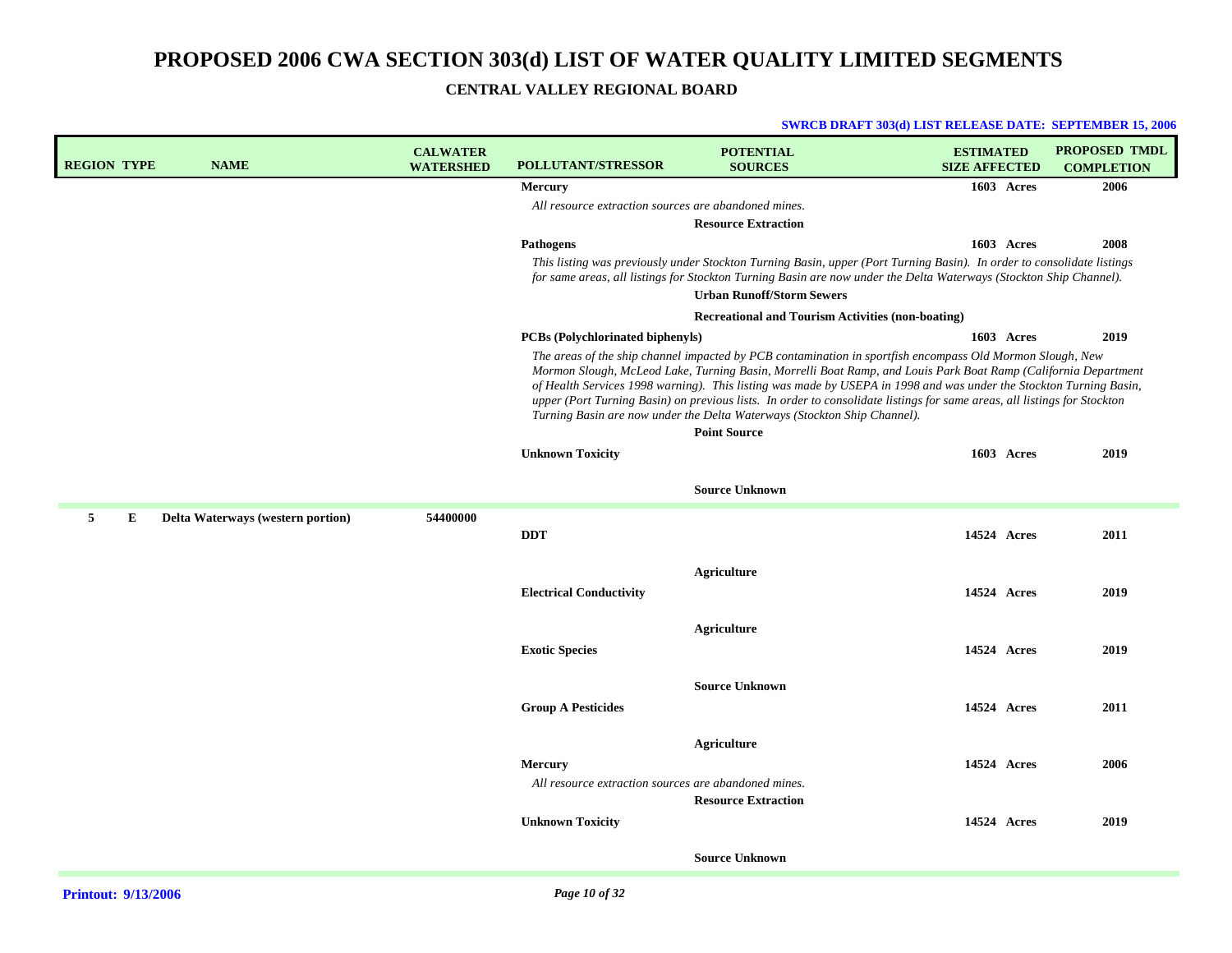# PROPOSED 2006 CWA SECTION 303(d) LIST OF WATER QUALITY LIMITED SEGMENTS

## CENTRAL VALLEY REGIONAL BOARD

**SWRCB DRAFT 303(d) LIST RELEASE DATE: SEPTEMBER 15, 2006**

| REGION | TYPE | NAME | CALWATER WATERSHED | POLLUTANT/STRESSOR | POTENTIAL SOURCES | ESTIMATED SIZE AFFECTED | PROPOSED TMDL COMPLETION |
|---|---|---|---|---|---|---|---|
| | | | | **Mercury** | | **1603 Acres** | **2006** |
| | | | | *All resource extraction sources are abandoned mines.* | | | |
| | | | | | **Resource Extraction** | | |
| | | | | **Pathogens** | | **1603 Acres** | **2008** |
| | | | | *This listing was previously under Stockton Turning Basin, upper (Port Turning Basin). In order to consolidate listings for same areas, all listings for Stockton Turning Basin are now under the Delta Waterways (Stockton Ship Channel).* | | | |
| | | | | | **Urban Runoff/Storm Sewers** | | |
| | | | | | **Recreational and Tourism Activities (non-boating)** | | |
| | | | | **PCBs (Polychlorinated biphenyls)** | | **1603 Acres** | **2019** |
| | | | | *The areas of the ship channel impacted by PCB contamination in sportfish encompass Old Mormon Slough, New Mormon Slough, McLeod Lake, Turning Basin, Morrelli Boat Ramp, and Louis Park Boat Ramp (California Department of Health Services 1998 warning). This listing was made by USEPA in 1998 and was under the Stockton Turning Basin, upper (Port Turning Basin) on previous lists. In order to consolidate listings for same areas, all listings for Stockton Turning Basin are now under the Delta Waterways (Stockton Ship Channel).* | | | |
| | | | | | **Point Source** | | |
| | | | | **Unknown Toxicity** | | **1603 Acres** | **2019** |
| | | | | | **Source Unknown** | | |
| **5** | **E** | **Delta Waterways (western portion)** | **54400000** | | | | |
| | | | | **DDT** | | **14524 Acres** | **2011** |
| | | | | | **Agriculture** | | |
| | | | | **Electrical Conductivity** | | **14524 Acres** | **2019** |
| | | | | | **Agriculture** | | |
| | | | | **Exotic Species** | | **14524 Acres** | **2019** |
| | | | | | **Source Unknown** | | |
| | | | | **Group A Pesticides** | | **14524 Acres** | **2011** |
| | | | | | **Agriculture** | | |
| | | | | **Mercury** | | **14524 Acres** | **2006** |
| | | | | *All resource extraction sources are abandoned mines.* | | | |
| | | | | | **Resource Extraction** | | |
| | | | | **Unknown Toxicity** | | **14524 Acres** | **2019** |
| | | | | | **Source Unknown** | | |

**Printout: 9/13/2006**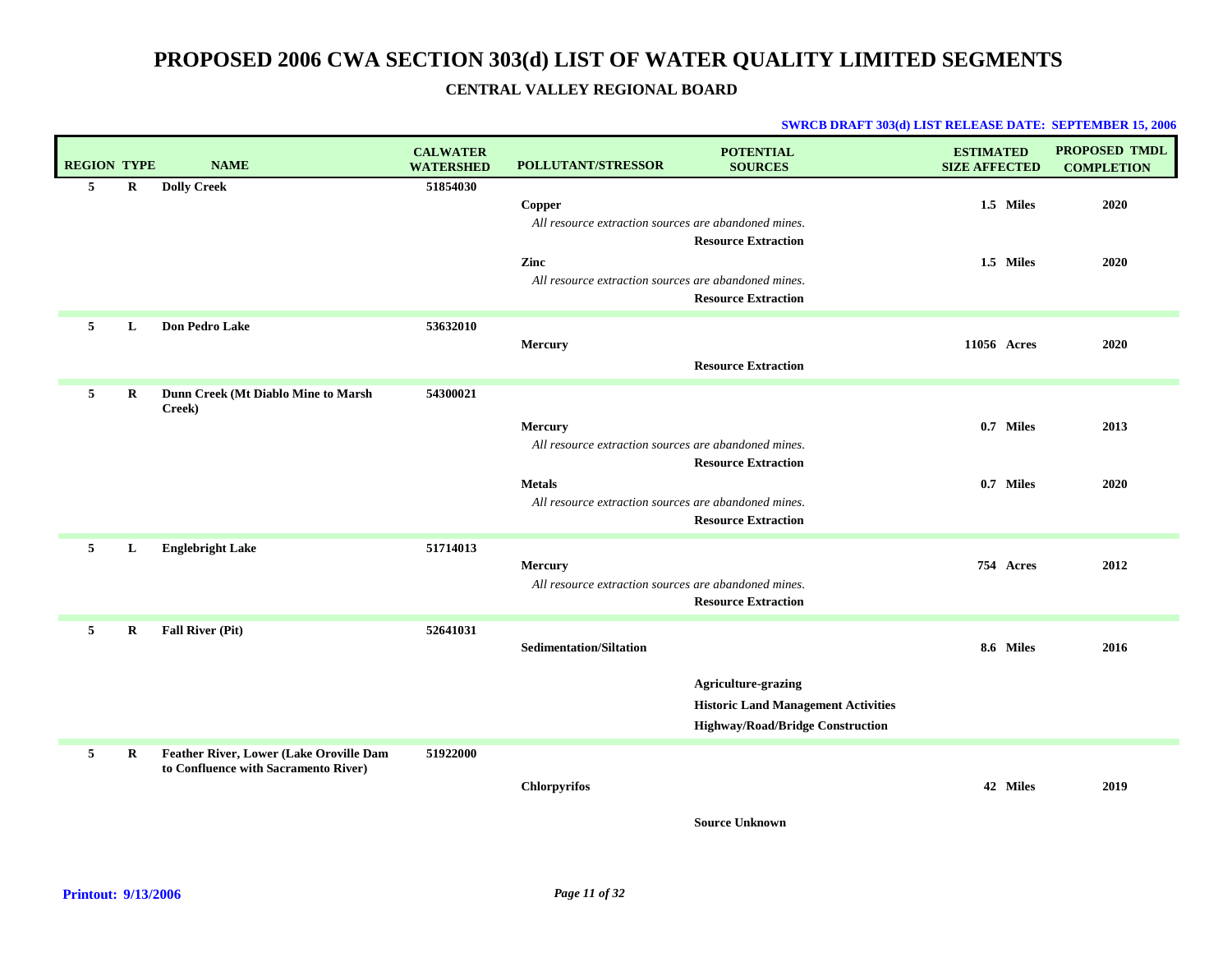# PROPOSED 2006 CWA SECTION 303(d) LIST OF WATER QUALITY LIMITED SEGMENTS

## CENTRAL VALLEY REGIONAL BOARD

**SWRCB DRAFT 303(d) LIST RELEASE DATE: SEPTEMBER 15, 2006**

| REGION | TYPE | NAME | CALWATER WATERSHED | POLLUTANT/STRESSOR | POTENTIAL SOURCES | ESTIMATED SIZE AFFECTED | PROPOSED TMDL COMPLETION |
|---|---|---|---|---|---|---|---|
| **5** | **R** | **Dolly Creek** | **51854030** | | | | |
| | | | | **Copper** | | **1.5 Miles** | **2020** |
| | | | | *All resource extraction sources are abandoned mines.* | | | |
| | | | | | **Resource Extraction** | | |
| | | | | **Zinc** | | **1.5 Miles** | **2020** |
| | | | | *All resource extraction sources are abandoned mines.* | | | |
| | | | | | **Resource Extraction** | | |
| **5** | **L** | **Don Pedro Lake** | **53632010** | | | | |
| | | | | **Mercury** | | **11056 Acres** | **2020** |
| | | | | | **Resource Extraction** | | |
| **5** | **R** | **Dunn Creek (Mt Diablo Mine to Marsh Creek)** | **54300021** | | | | |
| | | | | **Mercury** | | **0.7 Miles** | **2013** |
| | | | | *All resource extraction sources are abandoned mines.* | | | |
| | | | | | **Resource Extraction** | | |
| | | | | **Metals** | | **0.7 Miles** | **2020** |
| | | | | *All resource extraction sources are abandoned mines.* | | | |
| | | | | | **Resource Extraction** | | |
| **5** | **L** | **Englebright Lake** | **51714013** | | | | |
| | | | | **Mercury** | | **754 Acres** | **2012** |
| | | | | *All resource extraction sources are abandoned mines.* | | | |
| | | | | | **Resource Extraction** | | |
| **5** | **R** | **Fall River (Pit)** | **52641031** | | | | |
| | | | | **Sedimentation/Siltation** | | **8.6 Miles** | **2016** |
| | | | | | **Agriculture-grazing** | | |
| | | | | | **Historic Land Management Activities** | | |
| | | | | | **Highway/Road/Bridge Construction** | | |
| **5** | **R** | **Feather River, Lower (Lake Oroville Dam to Confluence with Sacramento River)** | **51922000** | | | | |
| | | | | **Chlorpyrifos** | | **42 Miles** | **2019** |
| | | | | | **Source Unknown** | | |

**Printout: 9/13/2006**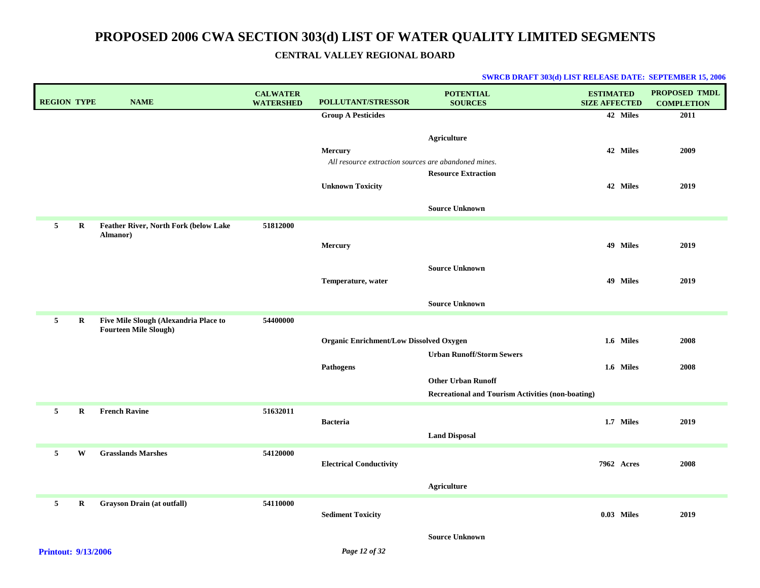# PROPOSED 2006 CWA SECTION 303(d) LIST OF WATER QUALITY LIMITED SEGMENTS

**CENTRAL VALLEY REGIONAL BOARD**

**SWRCB DRAFT 303(d) LIST RELEASE DATE: SEPTEMBER 15, 2006**

| REGION | TYPE | NAME | CALWATER WATERSHED | POLLUTANT/STRESSOR | POTENTIAL SOURCES | ESTIMATED SIZE AFFECTED | PROPOSED TMDL COMPLETION |
|---|---|---|---|---|---|---|---|
| | | | | **Group A Pesticides** | | **42 Miles** | **2011** |
| | | | | | **Agriculture** | | |
| | | | | **Mercury** | | **42 Miles** | **2009** |
| | | | | *All resource extraction sources are abandoned mines.* | | | |
| | | | | | **Resource Extraction** | | |
| | | | | **Unknown Toxicity** | | **42 Miles** | **2019** |
| | | | | | **Source Unknown** | | |
| **5** | **R** | **Feather River, North Fork (below Lake Almanor)** | **51812000** | | | | |
| | | | | **Mercury** | | **49 Miles** | **2019** |
| | | | | | **Source Unknown** | | |
| | | | | **Temperature, water** | | **49 Miles** | **2019** |
| | | | | | **Source Unknown** | | |
| **5** | **R** | **Five Mile Slough (Alexandria Place to Fourteen Mile Slough)** | **54400000** | | | | |
| | | | | **Organic Enrichment/Low Dissolved Oxygen** | | **1.6 Miles** | **2008** |
| | | | | | **Urban Runoff/Storm Sewers** | | |
| | | | | **Pathogens** | | **1.6 Miles** | **2008** |
| | | | | | **Other Urban Runoff** | | |
| | | | | | **Recreational and Tourism Activities (non-boating)** | | |
| **5** | **R** | **French Ravine** | **51632011** | | | | |
| | | | | **Bacteria** | | **1.7 Miles** | **2019** |
| | | | | | **Land Disposal** | | |
| **5** | **W** | **Grasslands Marshes** | **54120000** | | | | |
| | | | | **Electrical Conductivity** | | **7962 Acres** | **2008** |
| | | | | | **Agriculture** | | |
| **5** | **R** | **Grayson Drain (at outfall)** | **54110000** | | | | |
| | | | | **Sediment Toxicity** | | **0.03 Miles** | **2019** |
| | | | | | **Source Unknown** | | |

**Printout: 9/13/2006**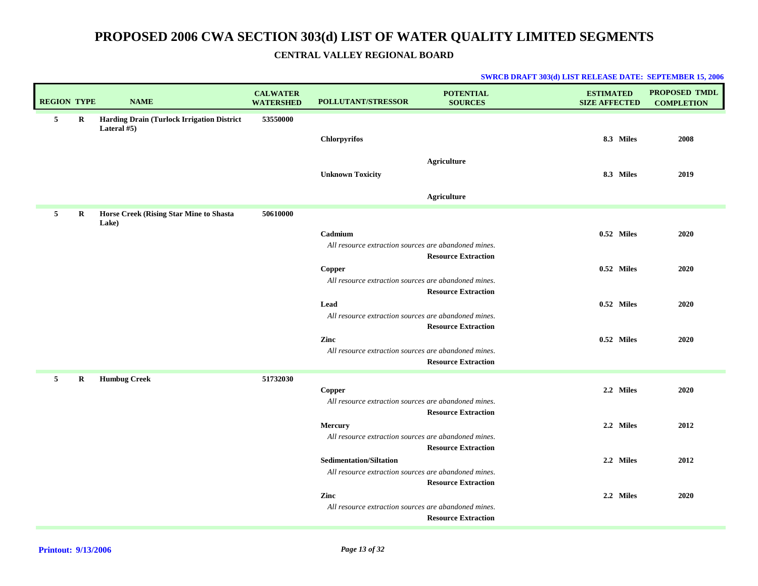# PROPOSED 2006 CWA SECTION 303(d) LIST OF WATER QUALITY LIMITED SEGMENTS

## CENTRAL VALLEY REGIONAL BOARD

**SWRCB DRAFT 303(d) LIST RELEASE DATE: SEPTEMBER 15, 2006**

| REGION | TYPE | NAME | CALWATER WATERSHED | POLLUTANT/STRESSOR | POTENTIAL SOURCES | ESTIMATED SIZE AFFECTED | PROPOSED TMDL COMPLETION |
|---|---|---|---|---|---|---|---|
| 5 | R | Harding Drain (Turlock Irrigation District Lateral #5) | 53550000 | | | | |
| | | | | Chlorpyrifos | | 8.3 Miles | 2008 |
| | | | | | Agriculture | | |
| | | | | Unknown Toxicity | | 8.3 Miles | 2019 |
| | | | | | Agriculture | | |
| 5 | R | Horse Creek (Rising Star Mine to Shasta Lake) | 50610000 | | | | |
| | | | | Cadmium<br>*All resource extraction sources are abandoned mines.* | | 0.52 Miles | 2020 |
| | | | | | Resource Extraction | | |
| | | | | Copper<br>*All resource extraction sources are abandoned mines.* | | 0.52 Miles | 2020 |
| | | | | | Resource Extraction | | |
| | | | | Lead<br>*All resource extraction sources are abandoned mines.* | | 0.52 Miles | 2020 |
| | | | | | Resource Extraction | | |
| | | | | Zinc<br>*All resource extraction sources are abandoned mines.* | | 0.52 Miles | 2020 |
| | | | | | Resource Extraction | | |
| 5 | R | Humbug Creek | 51732030 | | | | |
| | | | | Copper<br>*All resource extraction sources are abandoned mines.* | | 2.2 Miles | 2020 |
| | | | | | Resource Extraction | | |
| | | | | Mercury<br>*All resource extraction sources are abandoned mines.* | | 2.2 Miles | 2012 |
| | | | | | Resource Extraction | | |
| | | | | Sedimentation/Siltation<br>*All resource extraction sources are abandoned mines.* | | 2.2 Miles | 2012 |
| | | | | | Resource Extraction | | |
| | | | | Zinc<br>*All resource extraction sources are abandoned mines.* | | 2.2 Miles | 2020 |
| | | | | | Resource Extraction | | |

**Printout: 9/13/2006**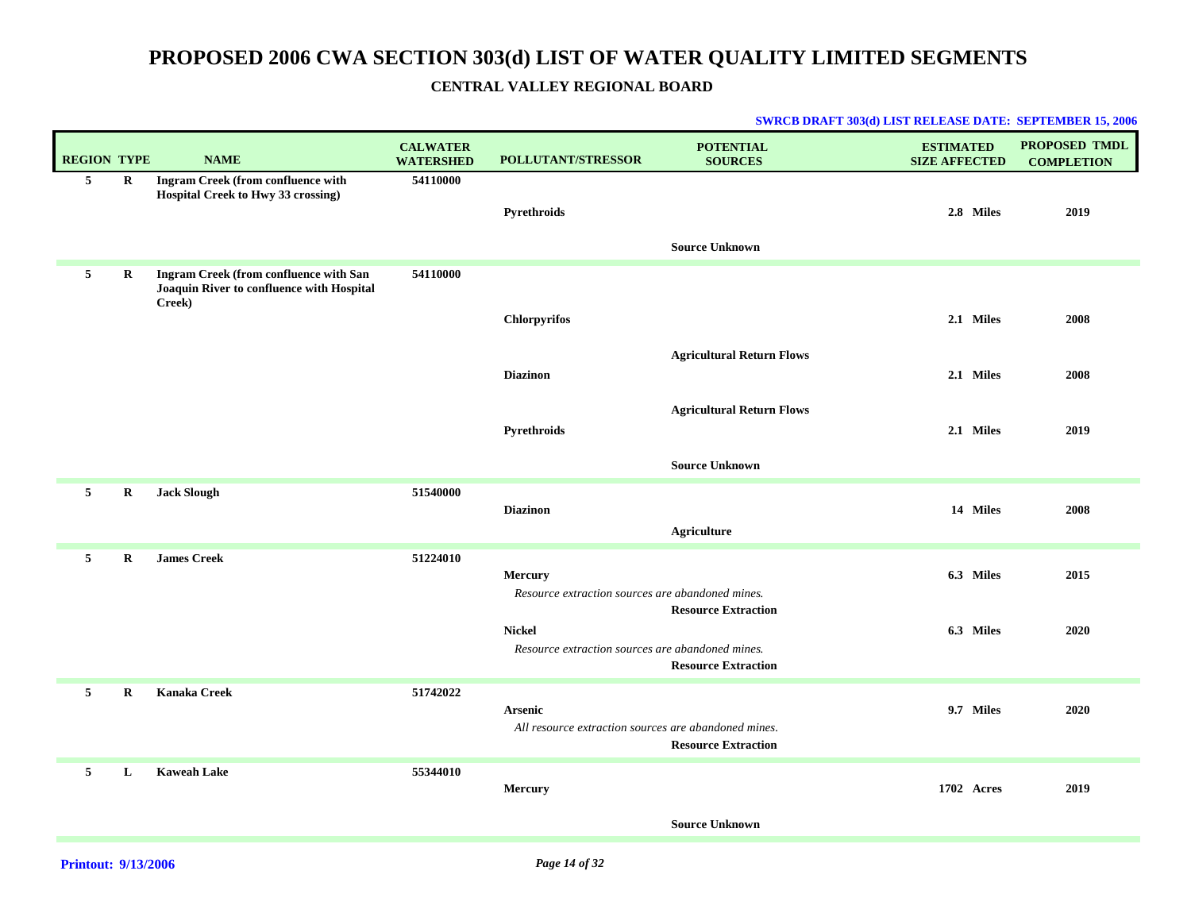# PROPOSED 2006 CWA SECTION 303(d) LIST OF WATER QUALITY LIMITED SEGMENTS

## CENTRAL VALLEY REGIONAL BOARD

**SWRCB DRAFT 303(d) LIST RELEASE DATE: SEPTEMBER 15, 2006**

| REGION | TYPE | NAME | CALWATER WATERSHED | POLLUTANT/STRESSOR | POTENTIAL SOURCES | ESTIMATED SIZE AFFECTED | PROPOSED TMDL COMPLETION |
|---|---|---|---|---|---|---|---|
| 5 | R | Ingram Creek (from confluence with Hospital Creek to Hwy 33 crossing) | 54110000 | | | | |
| | | | | Pyrethroids | | 2.8 Miles | 2019 |
| | | | | | Source Unknown | | |
| 5 | R | Ingram Creek (from confluence with San Joaquin River to confluence with Hospital Creek) | 54110000 | | | | |
| | | | | Chlorpyrifos | | 2.1 Miles | 2008 |
| | | | | | Agricultural Return Flows | | |
| | | | | Diazinon | | 2.1 Miles | 2008 |
| | | | | | Agricultural Return Flows | | |
| | | | | Pyrethroids | | 2.1 Miles | 2019 |
| | | | | | Source Unknown | | |
| 5 | R | Jack Slough | 51540000 | | | | |
| | | | | Diazinon | | 14 Miles | 2008 |
| | | | | | Agriculture | | |
| 5 | R | James Creek | 51224010 | | | | |
| | | | | Mercury | | 6.3 Miles | 2015 |
| | | | | *Resource extraction sources are abandoned mines.* | Resource Extraction | | |
| | | | | Nickel | | 6.3 Miles | 2020 |
| | | | | *Resource extraction sources are abandoned mines.* | Resource Extraction | | |
| 5 | R | Kanaka Creek | 51742022 | | | | |
| | | | | Arsenic | | 9.7 Miles | 2020 |
| | | | | *All resource extraction sources are abandoned mines.* | Resource Extraction | | |
| 5 | L | Kaweah Lake | 55344010 | | | | |
| | | | | Mercury | | 1702 Acres | 2019 |
| | | | | | Source Unknown | | |

**Printout: 9/13/2006**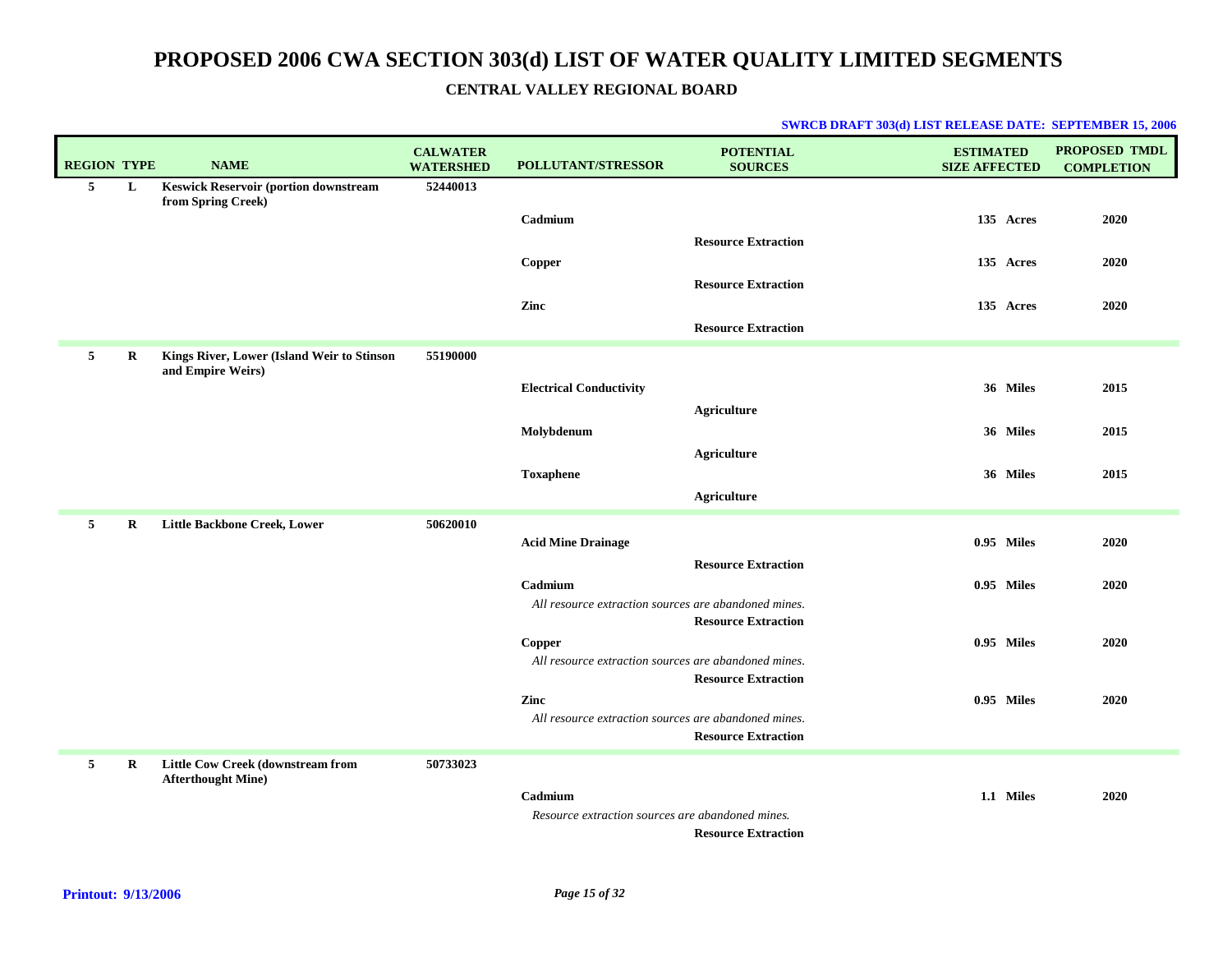# PROPOSED 2006 CWA SECTION 303(d) LIST OF WATER QUALITY LIMITED SEGMENTS

## CENTRAL VALLEY REGIONAL BOARD

**SWRCB DRAFT 303(d) LIST RELEASE DATE: SEPTEMBER 15, 2006**

| REGION | TYPE | NAME | CALWATER WATERSHED | POLLUTANT/STRESSOR | POTENTIAL SOURCES | ESTIMATED SIZE AFFECTED | PROPOSED TMDL COMPLETION |
|---|---|---|---|---|---|---|---|
| 5 | L | Keswick Reservoir (portion downstream from Spring Creek) | 52440013 | | | | |
| | | | | Cadmium | | 135 Acres | 2020 |
| | | | | | Resource Extraction | | |
| | | | | Copper | | 135 Acres | 2020 |
| | | | | | Resource Extraction | | |
| | | | | Zinc | | 135 Acres | 2020 |
| | | | | | Resource Extraction | | |
| 5 | R | Kings River, Lower (Island Weir to Stinson and Empire Weirs) | 55190000 | | | | |
| | | | | Electrical Conductivity | | 36 Miles | 2015 |
| | | | | | Agriculture | | |
| | | | | Molybdenum | | 36 Miles | 2015 |
| | | | | | Agriculture | | |
| | | | | Toxaphene | | 36 Miles | 2015 |
| | | | | | Agriculture | | |
| 5 | R | Little Backbone Creek, Lower | 50620010 | | | | |
| | | | | Acid Mine Drainage | | 0.95 Miles | 2020 |
| | | | | | Resource Extraction | | |
| | | | | Cadmium | | 0.95 Miles | 2020 |
| | | | | *All resource extraction sources are abandoned mines.* | | | |
| | | | | | Resource Extraction | | |
| | | | | Copper | | 0.95 Miles | 2020 |
| | | | | *All resource extraction sources are abandoned mines.* | | | |
| | | | | | Resource Extraction | | |
| | | | | Zinc | | 0.95 Miles | 2020 |
| | | | | *All resource extraction sources are abandoned mines.* | | | |
| | | | | | Resource Extraction | | |
| 5 | R | Little Cow Creek (downstream from Afterthought Mine) | 50733023 | | | | |
| | | | | Cadmium | | 1.1 Miles | 2020 |
| | | | | *Resource extraction sources are abandoned mines.* | | | |
| | | | | | Resource Extraction | | |

**Printout: 9/13/2006**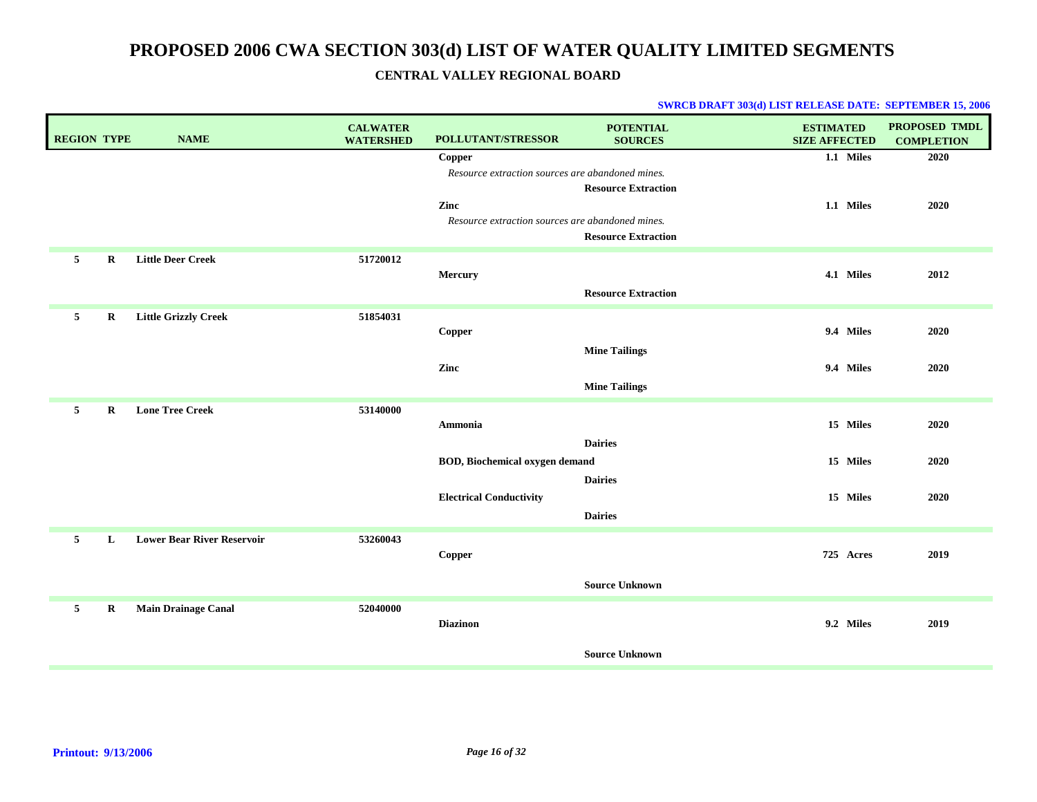# PROPOSED 2006 CWA SECTION 303(d) LIST OF WATER QUALITY LIMITED SEGMENTS

## CENTRAL VALLEY REGIONAL BOARD

**SWRCB DRAFT 303(d) LIST RELEASE DATE: SEPTEMBER 15, 2006**

| REGION | TYPE | NAME | CALWATER WATERSHED | POLLUTANT/STRESSOR | POTENTIAL SOURCES | ESTIMATED SIZE AFFECTED | PROPOSED TMDL COMPLETION |
|---|---|---|---|---|---|---|---|
| | | | | **Copper** | | **1.1 Miles** | **2020** |
| | | | | *Resource extraction sources are abandoned mines.* | | | |
| | | | | | **Resource Extraction** | | |
| | | | | **Zinc** | | **1.1 Miles** | **2020** |
| | | | | *Resource extraction sources are abandoned mines.* | | | |
| | | | | | **Resource Extraction** | | |
| **5** | **R** | **Little Deer Creek** | **51720012** | | | | |
| | | | | **Mercury** | | **4.1 Miles** | **2012** |
| | | | | | **Resource Extraction** | | |
| **5** | **R** | **Little Grizzly Creek** | **51854031** | | | | |
| | | | | **Copper** | | **9.4 Miles** | **2020** |
| | | | | | **Mine Tailings** | | |
| | | | | **Zinc** | | **9.4 Miles** | **2020** |
| | | | | | **Mine Tailings** | | |
| **5** | **R** | **Lone Tree Creek** | **53140000** | | | | |
| | | | | **Ammonia** | | **15 Miles** | **2020** |
| | | | | | **Dairies** | | |
| | | | | **BOD, Biochemical oxygen demand** | | **15 Miles** | **2020** |
| | | | | | **Dairies** | | |
| | | | | **Electrical Conductivity** | | **15 Miles** | **2020** |
| | | | | | **Dairies** | | |
| **5** | **L** | **Lower Bear River Reservoir** | **53260043** | | | | |
| | | | | **Copper** | | **725 Acres** | **2019** |
| | | | | | **Source Unknown** | | |
| **5** | **R** | **Main Drainage Canal** | **52040000** | | | | |
| | | | | **Diazinon** | | **9.2 Miles** | **2019** |
| | | | | | **Source Unknown** | | |

**Printout: 9/13/2006**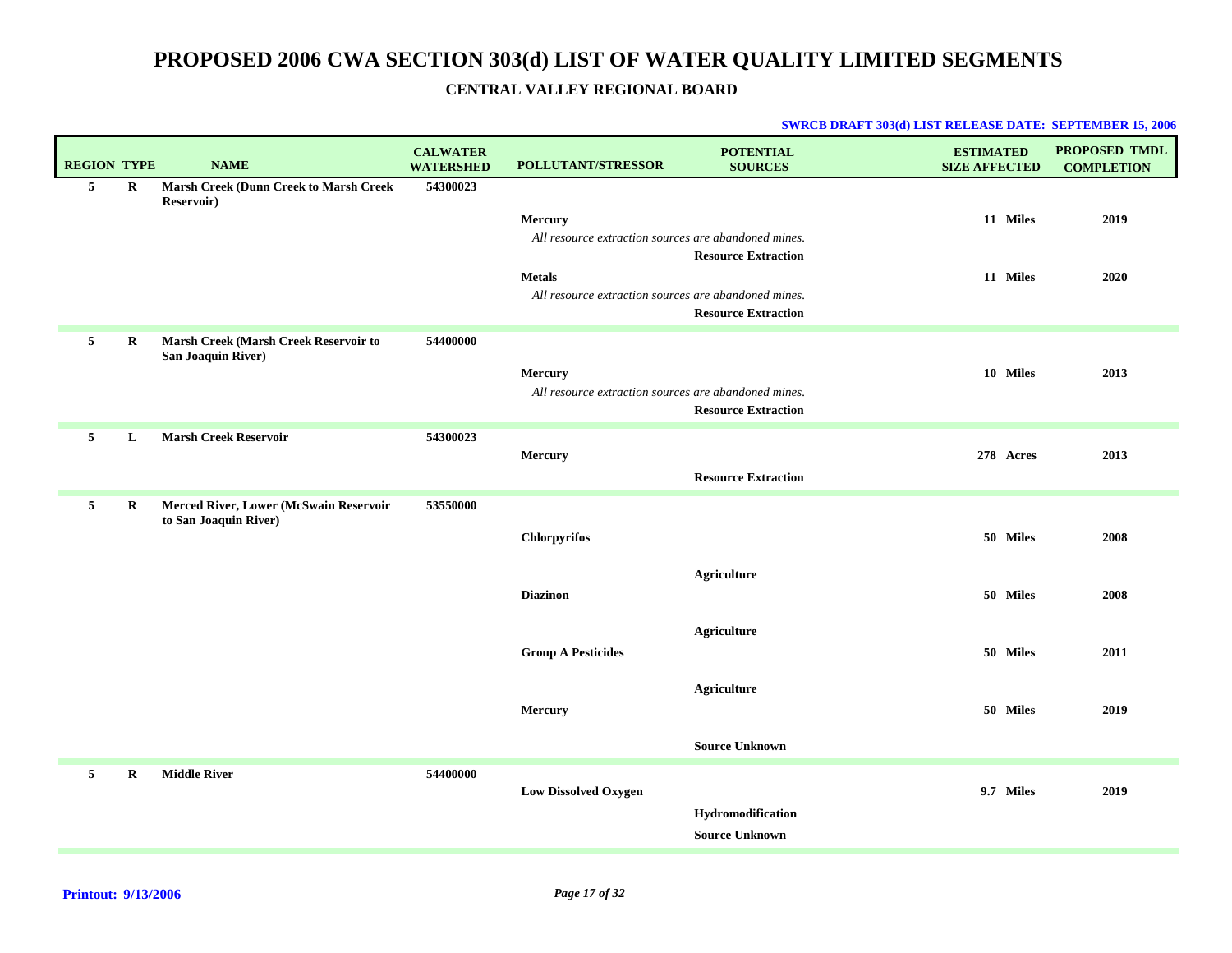# PROPOSED 2006 CWA SECTION 303(d) LIST OF WATER QUALITY LIMITED SEGMENTS

## CENTRAL VALLEY REGIONAL BOARD

**SWRCB DRAFT 303(d) LIST RELEASE DATE: SEPTEMBER 15, 2006**

| REGION | TYPE | NAME | CALWATER WATERSHED | POLLUTANT/STRESSOR | POTENTIAL SOURCES | ESTIMATED SIZE AFFECTED | PROPOSED TMDL COMPLETION |
|---|---|---|---|---|---|---|---|
| 5 | R | **Marsh Creek (Dunn Creek to Marsh Creek Reservoir)** | 54300023 | | | | |
| | | | | **Mercury** | | 11 Miles | 2019 |
| | | | | *All resource extraction sources are abandoned mines.* | | | |
| | | | | | **Resource Extraction** | | |
| | | | | **Metals** | | 11 Miles | 2020 |
| | | | | *All resource extraction sources are abandoned mines.* | | | |
| | | | | | **Resource Extraction** | | |
| 5 | R | **Marsh Creek (Marsh Creek Reservoir to San Joaquin River)** | 54400000 | | | | |
| | | | | **Mercury** | | 10 Miles | 2013 |
| | | | | *All resource extraction sources are abandoned mines.* | | | |
| | | | | | **Resource Extraction** | | |
| 5 | L | **Marsh Creek Reservoir** | 54300023 | | | | |
| | | | | **Mercury** | | 278 Acres | 2013 |
| | | | | | **Resource Extraction** | | |
| 5 | R | **Merced River, Lower (McSwain Reservoir to San Joaquin River)** | 53550000 | | | | |
| | | | | **Chlorpyrifos** | | 50 Miles | 2008 |
| | | | | | **Agriculture** | | |
| | | | | **Diazinon** | | 50 Miles | 2008 |
| | | | | | **Agriculture** | | |
| | | | | **Group A Pesticides** | | 50 Miles | 2011 |
| | | | | | **Agriculture** | | |
| | | | | **Mercury** | | 50 Miles | 2019 |
| | | | | | **Source Unknown** | | |
| 5 | R | **Middle River** | 54400000 | | | | |
| | | | | **Low Dissolved Oxygen** | | 9.7 Miles | 2019 |
| | | | | | **Hydromodification** | | |
| | | | | | **Source Unknown** | | |

**Printout: 9/13/2006**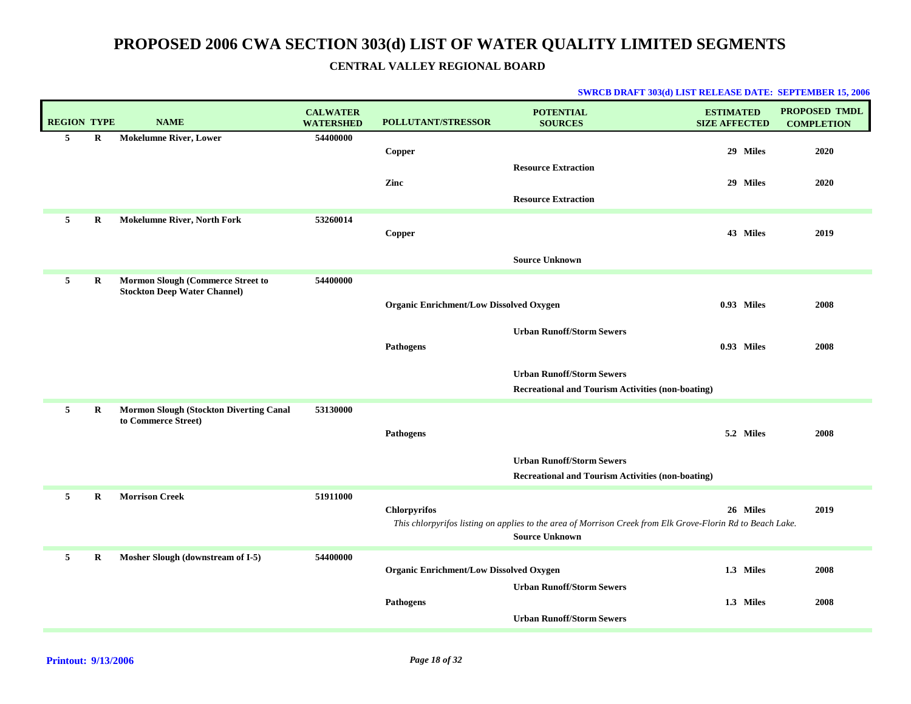# PROPOSED 2006 CWA SECTION 303(d) LIST OF WATER QUALITY LIMITED SEGMENTS

## CENTRAL VALLEY REGIONAL BOARD

**SWRCB DRAFT 303(d) LIST RELEASE DATE: SEPTEMBER 15, 2006**

| REGION | TYPE | NAME | CALWATER WATERSHED | POLLUTANT/STRESSOR | POTENTIAL SOURCES | ESTIMATED SIZE AFFECTED | PROPOSED TMDL COMPLETION |
|---|---|---|---|---|---|---|---|
| 5 | R | Mokelumne River, Lower | 54400000 | | | | |
| | | | | Copper | | 29 Miles | 2020 |
| | | | | | Resource Extraction | | |
| | | | | Zinc | | 29 Miles | 2020 |
| | | | | | Resource Extraction | | |
| 5 | R | Mokelumne River, North Fork | 53260014 | | | | |
| | | | | Copper | | 43 Miles | 2019 |
| | | | | | Source Unknown | | |
| 5 | R | Mormon Slough (Commerce Street to Stockton Deep Water Channel) | 54400000 | | | | |
| | | | | Organic Enrichment/Low Dissolved Oxygen | | 0.93 Miles | 2008 |
| | | | | | Urban Runoff/Storm Sewers | | |
| | | | | Pathogens | | 0.93 Miles | 2008 |
| | | | | | Urban Runoff/Storm Sewers | | |
| | | | | | Recreational and Tourism Activities (non-boating) | | |
| 5 | R | Mormon Slough (Stockton Diverting Canal to Commerce Street) | 53130000 | | | | |
| | | | | Pathogens | | 5.2 Miles | 2008 |
| | | | | | Urban Runoff/Storm Sewers | | |
| | | | | | Recreational and Tourism Activities (non-boating) | | |
| 5 | R | Morrison Creek | 51911000 | | | | |
| | | | | Chlorpyrifos | | 26 Miles | 2019 |
| | | | | *This chlorpyrifos listing on applies to the area of Morrison Creek from Elk Grove-Florin Rd to Beach Lake.* | | | |
| | | | | | Source Unknown | | |
| 5 | R | Mosher Slough (downstream of I-5) | 54400000 | | | | |
| | | | | Organic Enrichment/Low Dissolved Oxygen | | 1.3 Miles | 2008 |
| | | | | | Urban Runoff/Storm Sewers | | |
| | | | | Pathogens | | 1.3 Miles | 2008 |
| | | | | | Urban Runoff/Storm Sewers | | |

**Printout: 9/13/2006**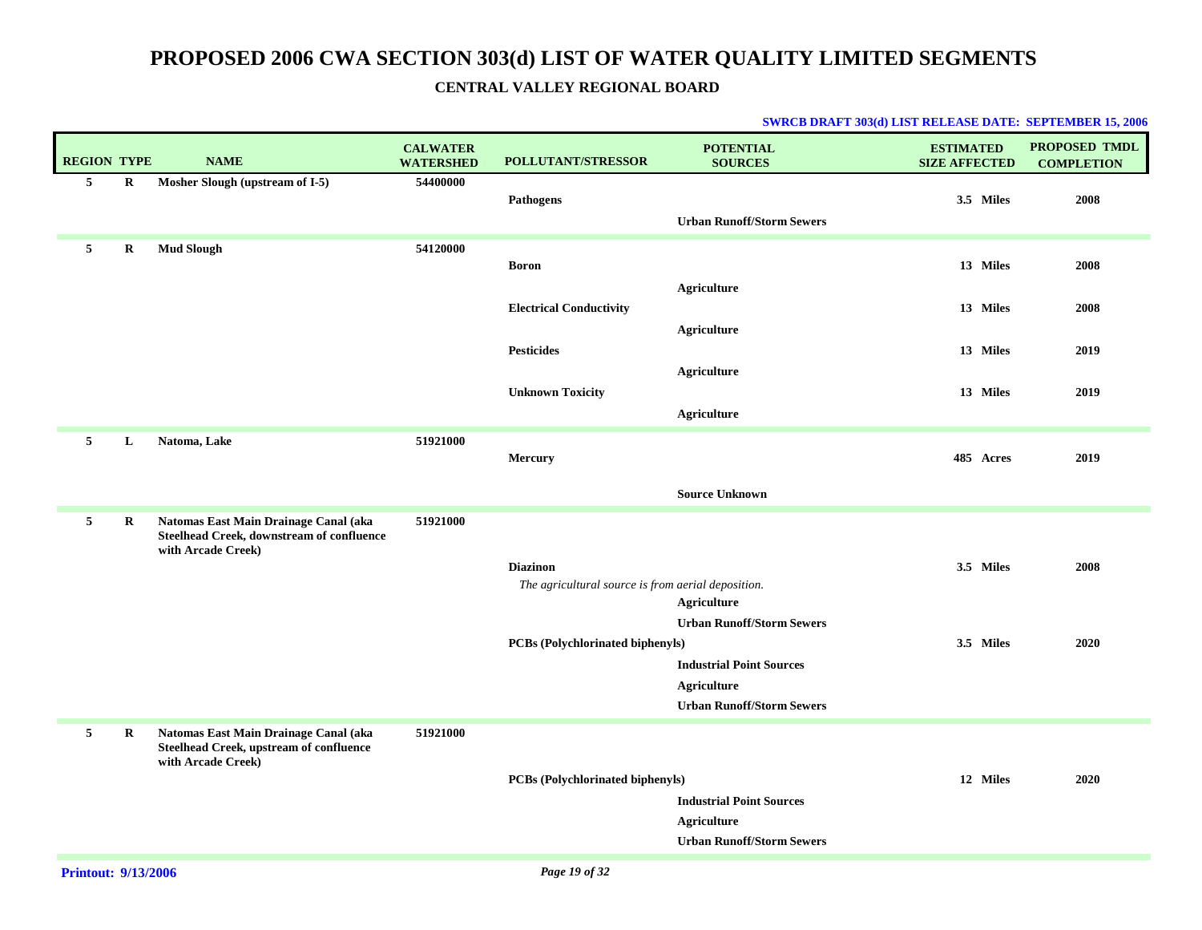# PROPOSED 2006 CWA SECTION 303(d) LIST OF WATER QUALITY LIMITED SEGMENTS

## CENTRAL VALLEY REGIONAL BOARD

**SWRCB DRAFT 303(d) LIST RELEASE DATE: SEPTEMBER 15, 2006**

| REGION | TYPE | NAME | CALWATER WATERSHED | POLLUTANT/STRESSOR | POTENTIAL SOURCES | ESTIMATED SIZE AFFECTED | PROPOSED TMDL COMPLETION |
|---|---|---|---|---|---|---|---|
| 5 | R | Mosher Slough (upstream of I-5) | 54400000 | | | | |
| | | | | Pathogens | | 3.5 Miles | 2008 |
| | | | | | Urban Runoff/Storm Sewers | | |
| 5 | R | Mud Slough | 54120000 | | | | |
| | | | | Boron | | 13 Miles | 2008 |
| | | | | | Agriculture | | |
| | | | | Electrical Conductivity | | 13 Miles | 2008 |
| | | | | | Agriculture | | |
| | | | | Pesticides | | 13 Miles | 2019 |
| | | | | | Agriculture | | |
| | | | | Unknown Toxicity | | 13 Miles | 2019 |
| | | | | | Agriculture | | |
| 5 | L | Natoma, Lake | 51921000 | | | | |
| | | | | Mercury | | 485 Acres | 2019 |
| | | | | | Source Unknown | | |
| 5 | R | Natomas East Main Drainage Canal (aka Steelhead Creek, downstream of confluence with Arcade Creek) | 51921000 | | | | |
| | | | | Diazinon | | 3.5 Miles | 2008 |
| | | | | *The agricultural source is from aerial deposition.* | | | |
| | | | | | Agriculture | | |
| | | | | | Urban Runoff/Storm Sewers | | |
| | | | | PCBs (Polychlorinated biphenyls) | | 3.5 Miles | 2020 |
| | | | | | Industrial Point Sources | | |
| | | | | | Agriculture | | |
| | | | | | Urban Runoff/Storm Sewers | | |
| 5 | R | Natomas East Main Drainage Canal (aka Steelhead Creek, upstream of confluence with Arcade Creek) | 51921000 | | | | |
| | | | | PCBs (Polychlorinated biphenyls) | | 12 Miles | 2020 |
| | | | | | Industrial Point Sources | | |
| | | | | | Agriculture | | |
| | | | | | Urban Runoff/Storm Sewers | | |

**Printout: 9/13/2006**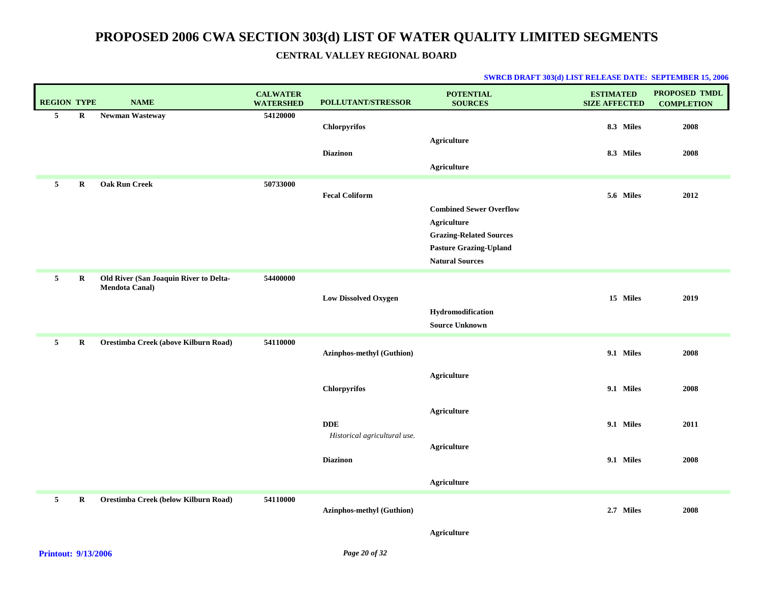# PROPOSED 2006 CWA SECTION 303(d) LIST OF WATER QUALITY LIMITED SEGMENTS

## CENTRAL VALLEY REGIONAL BOARD

**SWRCB DRAFT 303(d) LIST RELEASE DATE: SEPTEMBER 15, 2006**

| REGION | TYPE | NAME | CALWATER WATERSHED | POLLUTANT/STRESSOR | POTENTIAL SOURCES | ESTIMATED SIZE AFFECTED | PROPOSED TMDL COMPLETION |
|---|---|---|---|---|---|---|---|
| 5 | R | Newman Wasteway | 54120000 | | | | |
| | | | | Chlorpyrifos | | 8.3 Miles | 2008 |
| | | | | | Agriculture | | |
| | | | | Diazinon | | 8.3 Miles | 2008 |
| | | | | | Agriculture | | |
| 5 | R | Oak Run Creek | 50733000 | | | | |
| | | | | Fecal Coliform | | 5.6 Miles | 2012 |
| | | | | | Combined Sewer Overflow | | |
| | | | | | Agriculture | | |
| | | | | | Grazing-Related Sources | | |
| | | | | | Pasture Grazing-Upland | | |
| | | | | | Natural Sources | | |
| 5 | R | Old River (San Joaquin River to Delta-Mendota Canal) | 54400000 | | | | |
| | | | | Low Dissolved Oxygen | | 15 Miles | 2019 |
| | | | | | Hydromodification | | |
| | | | | | Source Unknown | | |
| 5 | R | Orestimba Creek (above Kilburn Road) | 54110000 | | | | |
| | | | | Azinphos-methyl (Guthion) | | 9.1 Miles | 2008 |
| | | | | | Agriculture | | |
| | | | | Chlorpyrifos | | 9.1 Miles | 2008 |
| | | | | | Agriculture | | |
| | | | | DDE<br>*Historical agricultural use.* | | 9.1 Miles | 2011 |
| | | | | | Agriculture | | |
| | | | | Diazinon | | 9.1 Miles | 2008 |
| | | | | | Agriculture | | |
| 5 | R | Orestimba Creek (below Kilburn Road) | 54110000 | | | | |
| | | | | Azinphos-methyl (Guthion) | | 2.7 Miles | 2008 |
| | | | | | Agriculture | | |

**Printout: 9/13/2006**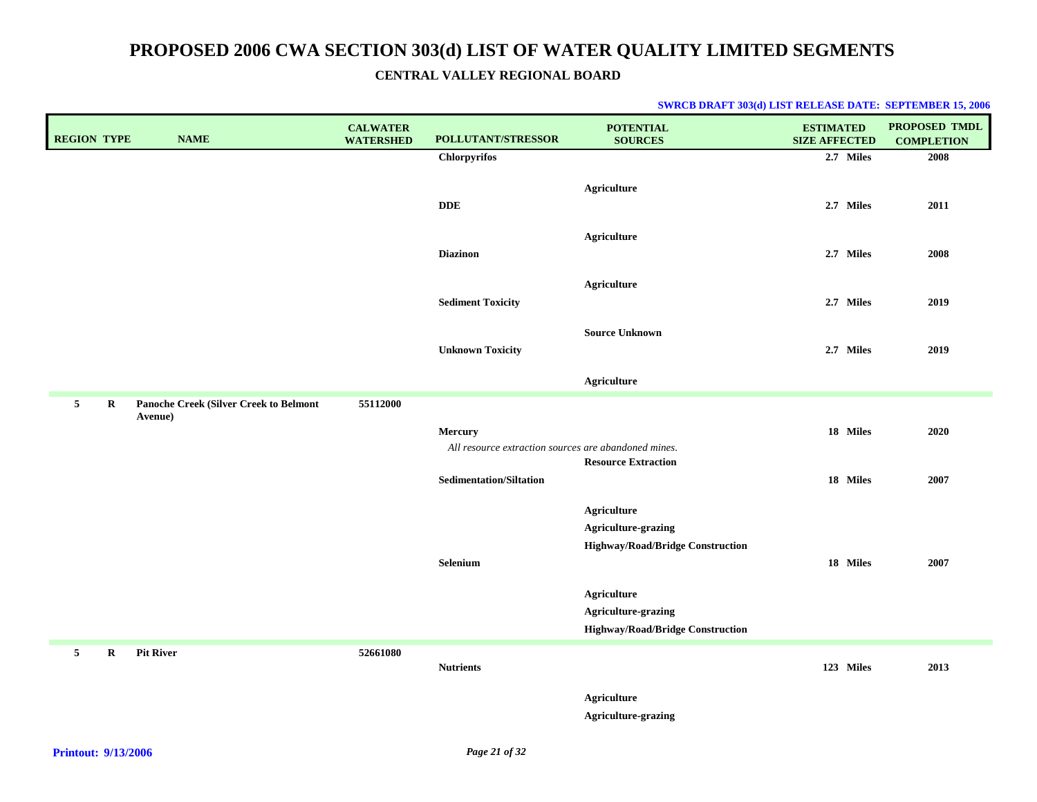# PROPOSED 2006 CWA SECTION 303(d) LIST OF WATER QUALITY LIMITED SEGMENTS

## CENTRAL VALLEY REGIONAL BOARD

**SWRCB DRAFT 303(d) LIST RELEASE DATE: SEPTEMBER 15, 2006**

| REGION | TYPE | NAME | CALWATER WATERSHED | POLLUTANT/STRESSOR | POTENTIAL SOURCES | ESTIMATED SIZE AFFECTED | PROPOSED TMDL COMPLETION |
|---|---|---|---|---|---|---|---|
| | | | | **Chlorpyrifos** | | **2.7 Miles** | **2008** |
| | | | | | **Agriculture** | | |
| | | | | **DDE** | | **2.7 Miles** | **2011** |
| | | | | | **Agriculture** | | |
| | | | | **Diazinon** | | **2.7 Miles** | **2008** |
| | | | | | **Agriculture** | | |
| | | | | **Sediment Toxicity** | | **2.7 Miles** | **2019** |
| | | | | | **Source Unknown** | | |
| | | | | **Unknown Toxicity** | | **2.7 Miles** | **2019** |
| | | | | | **Agriculture** | | |
| **5** | **R** | **Panoche Creek (Silver Creek to Belmont Avenue)** | **55112000** | | | | |
| | | | | **Mercury** | | **18 Miles** | **2020** |
| | | | | *All resource extraction sources are abandoned mines.* | **Resource Extraction** | | |
| | | | | **Sedimentation/Siltation** | | **18 Miles** | **2007** |
| | | | | | **Agriculture** | | |
| | | | | | **Agriculture-grazing** | | |
| | | | | | **Highway/Road/Bridge Construction** | | |
| | | | | **Selenium** | | **18 Miles** | **2007** |
| | | | | | **Agriculture** | | |
| | | | | | **Agriculture-grazing** | | |
| | | | | | **Highway/Road/Bridge Construction** | | |
| **5** | **R** | **Pit River** | **52661080** | | | | |
| | | | | **Nutrients** | | **123 Miles** | **2013** |
| | | | | | **Agriculture** | | |
| | | | | | **Agriculture-grazing** | | |

**Printout: 9/13/2006**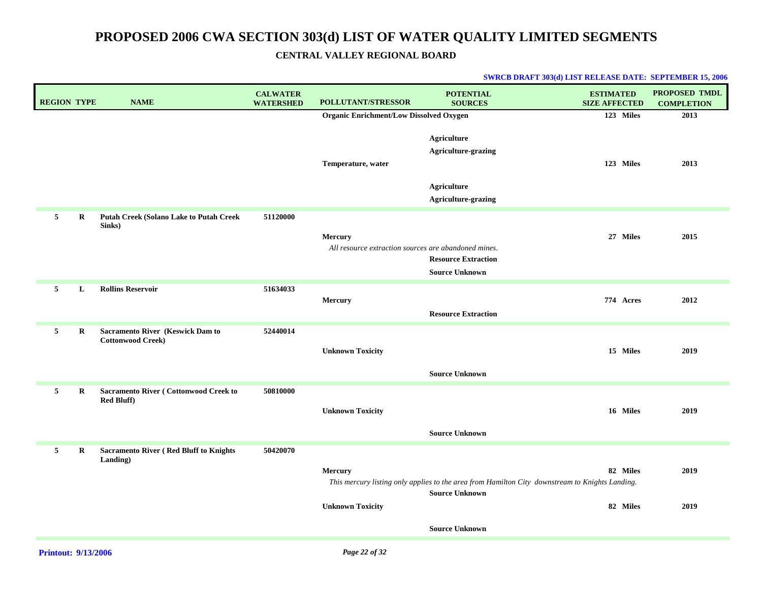# PROPOSED 2006 CWA SECTION 303(d) LIST OF WATER QUALITY LIMITED SEGMENTS

**CENTRAL VALLEY REGIONAL BOARD**

**SWRCB DRAFT 303(d) LIST RELEASE DATE: SEPTEMBER 15, 2006**

| REGION | TYPE | NAME | CALWATER WATERSHED | POLLUTANT/STRESSOR | POTENTIAL SOURCES | ESTIMATED SIZE AFFECTED | PROPOSED TMDL COMPLETION |
|---|---|---|---|---|---|---|---|
| | | | | Organic Enrichment/Low Dissolved Oxygen | | 123 Miles | 2013 |
| | | | | | Agriculture | | |
| | | | | | Agriculture-grazing | | |
| | | | | Temperature, water | | 123 Miles | 2013 |
| | | | | | Agriculture | | |
| | | | | | Agriculture-grazing | | |
| 5 | R | Putah Creek (Solano Lake to Putah Creek Sinks) | 51120000 | | | | |
| | | | | Mercury | | 27 Miles | 2015 |
| | | | | *All resource extraction sources are abandoned mines.* | | | |
| | | | | | Resource Extraction | | |
| | | | | | Source Unknown | | |
| 5 | L | Rollins Reservoir | 51634033 | | | | |
| | | | | Mercury | | 774 Acres | 2012 |
| | | | | | Resource Extraction | | |
| 5 | R | Sacramento River (Keswick Dam to Cottonwood Creek) | 52440014 | | | | |
| | | | | Unknown Toxicity | | 15 Miles | 2019 |
| | | | | | Source Unknown | | |
| 5 | R | Sacramento River ( Cottonwood Creek to Red Bluff) | 50810000 | | | | |
| | | | | Unknown Toxicity | | 16 Miles | 2019 |
| | | | | | Source Unknown | | |
| 5 | R | Sacramento River ( Red Bluff to Knights Landing) | 50420070 | | | | |
| | | | | Mercury | | 82 Miles | 2019 |
| | | | | *This mercury listing only applies to the area from Hamilton City downstream to Knights Landing.* | | | |
| | | | | | Source Unknown | | |
| | | | | Unknown Toxicity | | 82 Miles | 2019 |
| | | | | | Source Unknown | | |

**Printout: 9/13/2006**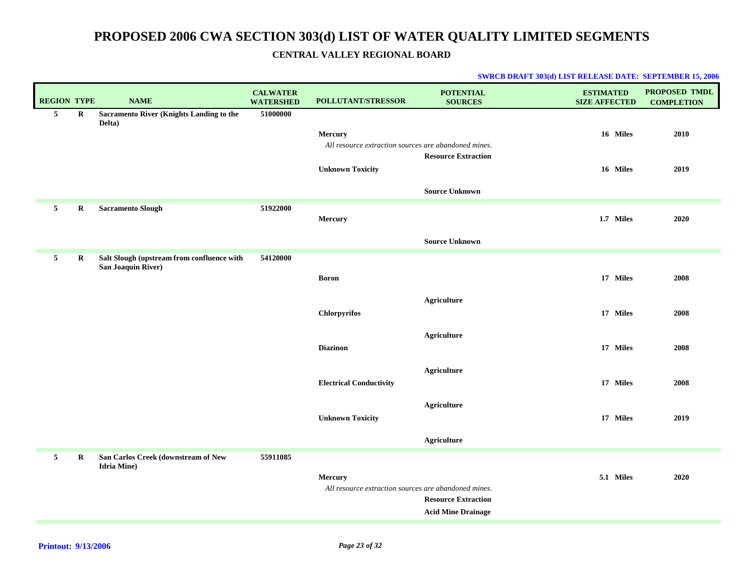# PROPOSED 2006 CWA SECTION 303(d) LIST OF WATER QUALITY LIMITED SEGMENTS

## CENTRAL VALLEY REGIONAL BOARD

**SWRCB DRAFT 303(d) LIST RELEASE DATE: SEPTEMBER 15, 2006**

| REGION | TYPE | NAME | CALWATER WATERSHED | POLLUTANT/STRESSOR | POTENTIAL SOURCES | ESTIMATED SIZE AFFECTED | PROPOSED TMDL COMPLETION |
|---|---|---|---|---|---|---|---|
| 5 | R | Sacramento River (Knights Landing to the Delta) | 51000000 | | | | |
| | | | | Mercury | | 16 Miles | 2010 |
| | | | | *All resource extraction sources are abandoned mines.* | Resource Extraction | | |
| | | | | Unknown Toxicity | | 16 Miles | 2019 |
| | | | | | Source Unknown | | |
| 5 | R | Sacramento Slough | 51922000 | | | | |
| | | | | Mercury | | 1.7 Miles | 2020 |
| | | | | | Source Unknown | | |
| 5 | R | Salt Slough (upstream from confluence with San Joaquin River) | 54120000 | | | | |
| | | | | Boron | | 17 Miles | 2008 |
| | | | | | Agriculture | | |
| | | | | Chlorpyrifos | | 17 Miles | 2008 |
| | | | | | Agriculture | | |
| | | | | Diazinon | | 17 Miles | 2008 |
| | | | | | Agriculture | | |
| | | | | Electrical Conductivity | | 17 Miles | 2008 |
| | | | | | Agriculture | | |
| | | | | Unknown Toxicity | | 17 Miles | 2019 |
| | | | | | Agriculture | | |
| 5 | R | San Carlos Creek (downstream of New Idria Mine) | 55911085 | | | | |
| | | | | Mercury | | 5.1 Miles | 2020 |
| | | | | *All resource extraction sources are abandoned mines.* | Resource Extraction | | |
| | | | | | Acid Mine Drainage | | |

**Printout: 9/13/2006**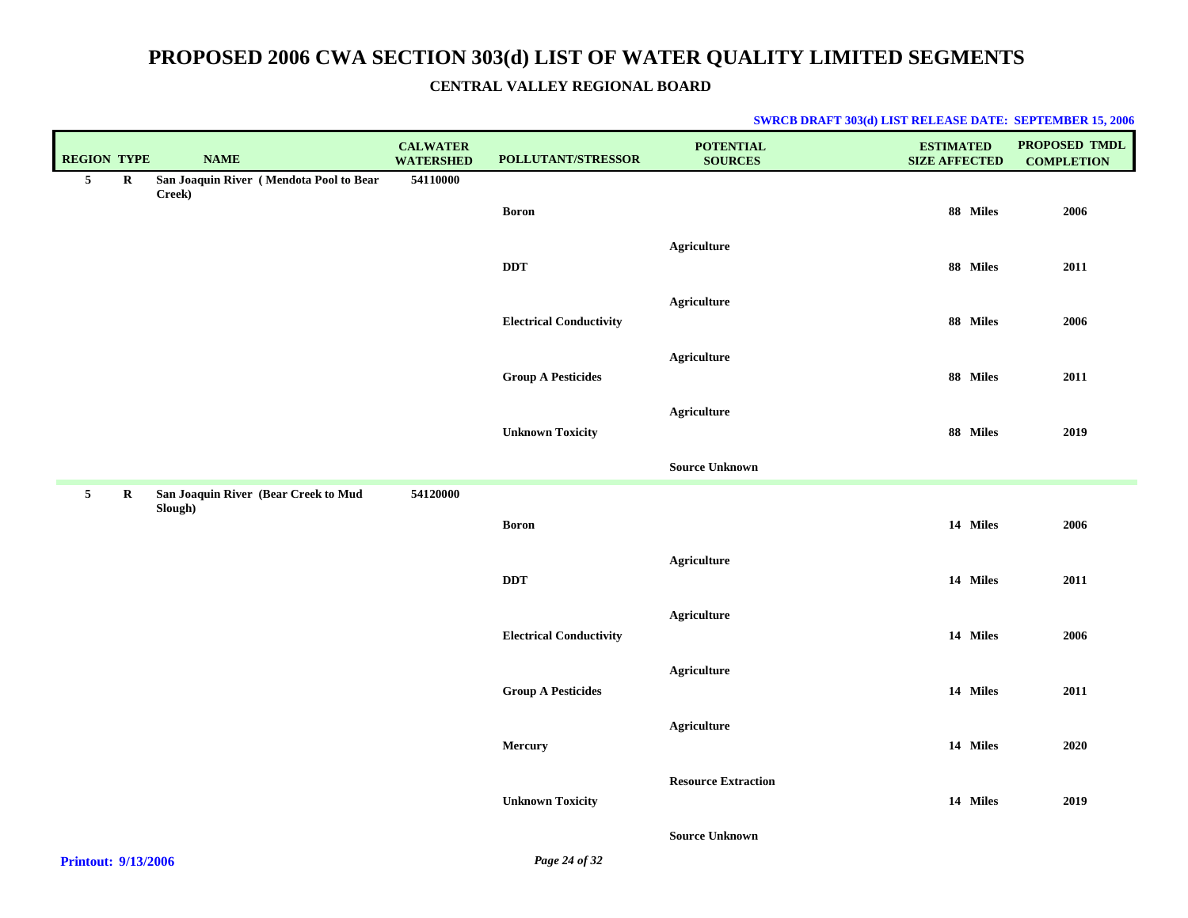# PROPOSED 2006 CWA SECTION 303(d) LIST OF WATER QUALITY LIMITED SEGMENTS

## CENTRAL VALLEY REGIONAL BOARD

**SWRCB DRAFT 303(d) LIST RELEASE DATE: SEPTEMBER 15, 2006**

| REGION | TYPE | NAME | CALWATER WATERSHED | POLLUTANT/STRESSOR | POTENTIAL SOURCES | ESTIMATED SIZE AFFECTED | PROPOSED TMDL COMPLETION |
|---|---|---|---|---|---|---|---|
| 5 | R | San Joaquin River ( Mendota Pool to Bear Creek) | 54110000 | | | | |
| | | | | Boron | | 88 Miles | 2006 |
| | | | | | Agriculture | | |
| | | | | DDT | | 88 Miles | 2011 |
| | | | | | Agriculture | | |
| | | | | Electrical Conductivity | | 88 Miles | 2006 |
| | | | | | Agriculture | | |
| | | | | Group A Pesticides | | 88 Miles | 2011 |
| | | | | | Agriculture | | |
| | | | | Unknown Toxicity | | 88 Miles | 2019 |
| | | | | | Source Unknown | | |
| 5 | R | San Joaquin River (Bear Creek to Mud Slough) | 54120000 | | | | |
| | | | | Boron | | 14 Miles | 2006 |
| | | | | | Agriculture | | |
| | | | | DDT | | 14 Miles | 2011 |
| | | | | | Agriculture | | |
| | | | | Electrical Conductivity | | 14 Miles | 2006 |
| | | | | | Agriculture | | |
| | | | | Group A Pesticides | | 14 Miles | 2011 |
| | | | | | Agriculture | | |
| | | | | Mercury | | 14 Miles | 2020 |
| | | | | | Resource Extraction | | |
| | | | | Unknown Toxicity | | 14 Miles | 2019 |
| | | | | | Source Unknown | | |

**Printout: 9/13/2006**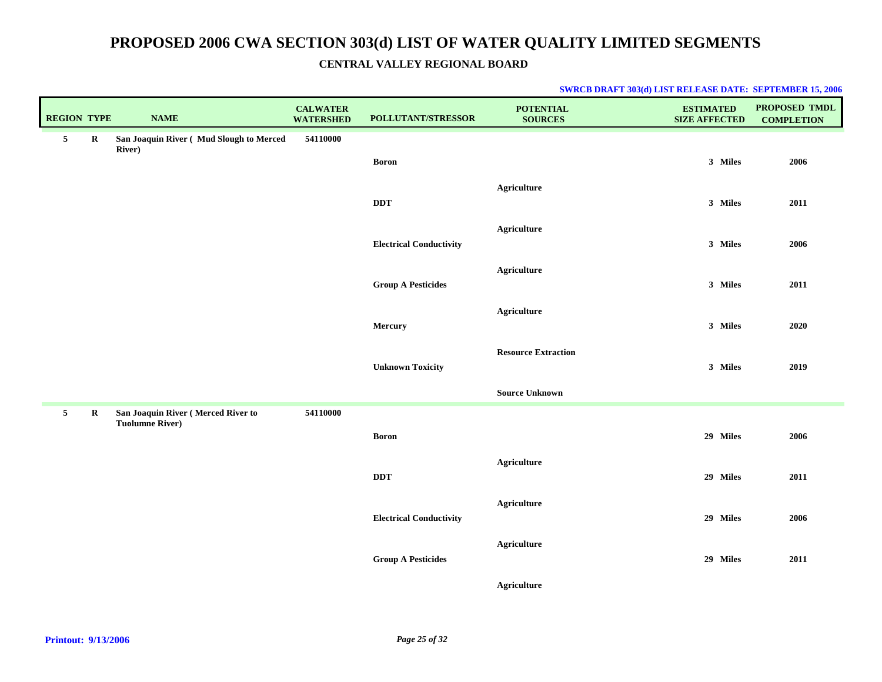# PROPOSED 2006 CWA SECTION 303(d) LIST OF WATER QUALITY LIMITED SEGMENTS

## CENTRAL VALLEY REGIONAL BOARD

**SWRCB DRAFT 303(d) LIST RELEASE DATE: SEPTEMBER 15, 2006**

| REGION | TYPE | NAME | CALWATER WATERSHED | POLLUTANT/STRESSOR | POTENTIAL SOURCES | ESTIMATED SIZE AFFECTED | PROPOSED TMDL COMPLETION |
|---|---|---|---|---|---|---|---|
| 5 | R | San Joaquin River ( Mud Slough to Merced River) | 54110000 | | | | |
| | | | | Boron | | 3 Miles | 2006 |
| | | | | | Agriculture | | |
| | | | | DDT | | 3 Miles | 2011 |
| | | | | | Agriculture | | |
| | | | | Electrical Conductivity | | 3 Miles | 2006 |
| | | | | | Agriculture | | |
| | | | | Group A Pesticides | | 3 Miles | 2011 |
| | | | | | Agriculture | | |
| | | | | Mercury | | 3 Miles | 2020 |
| | | | | | Resource Extraction | | |
| | | | | Unknown Toxicity | | 3 Miles | 2019 |
| | | | | | Source Unknown | | |
| 5 | R | San Joaquin River ( Merced River to Tuolumne River) | 54110000 | | | | |
| | | | | Boron | | 29 Miles | 2006 |
| | | | | | Agriculture | | |
| | | | | DDT | | 29 Miles | 2011 |
| | | | | | Agriculture | | |
| | | | | Electrical Conductivity | | 29 Miles | 2006 |
| | | | | | Agriculture | | |
| | | | | Group A Pesticides | | 29 Miles | 2011 |
| | | | | | Agriculture | | |

**Printout: 9/13/2006**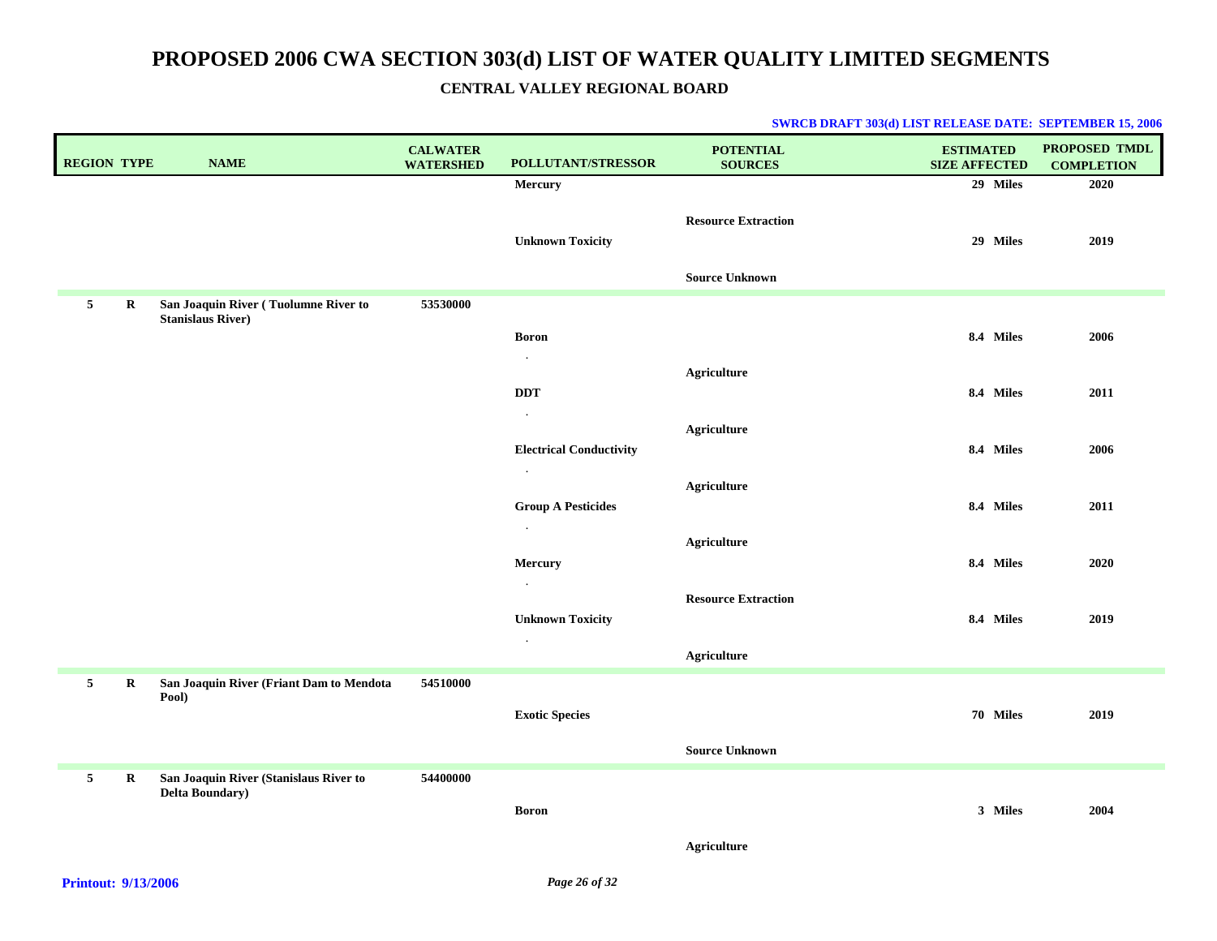# PROPOSED 2006 CWA SECTION 303(d) LIST OF WATER QUALITY LIMITED SEGMENTS

## CENTRAL VALLEY REGIONAL BOARD

**SWRCB DRAFT 303(d) LIST RELEASE DATE: SEPTEMBER 15, 2006**

| REGION | TYPE | NAME | CALWATER WATERSHED | POLLUTANT/STRESSOR | POTENTIAL SOURCES | ESTIMATED SIZE AFFECTED | PROPOSED TMDL COMPLETION |
|---|---|---|---|---|---|---|---|
| | | | | Mercury | | 29 Miles | 2020 |
| | | | | | Resource Extraction | | |
| | | | | Unknown Toxicity | | 29 Miles | 2019 |
| | | | | | Source Unknown | | |
| 5 | R | San Joaquin River ( Tuolumne River to Stanislaus River) | 53530000 | | | | |
| | | | | Boron | | 8.4 Miles | 2006 |
| | | | | . | Agriculture | | |
| | | | | DDT | | 8.4 Miles | 2011 |
| | | | | . | Agriculture | | |
| | | | | Electrical Conductivity | | 8.4 Miles | 2006 |
| | | | | . | Agriculture | | |
| | | | | Group A Pesticides | | 8.4 Miles | 2011 |
| | | | | . | Agriculture | | |
| | | | | Mercury | | 8.4 Miles | 2020 |
| | | | | . | Resource Extraction | | |
| | | | | Unknown Toxicity | | 8.4 Miles | 2019 |
| | | | | . | Agriculture | | |
| 5 | R | San Joaquin River (Friant Dam to Mendota Pool) | 54510000 | | | | |
| | | | | Exotic Species | | 70 Miles | 2019 |
| | | | | | Source Unknown | | |
| 5 | R | San Joaquin River (Stanislaus River to Delta Boundary) | 54400000 | | | | |
| | | | | Boron | | 3 Miles | 2004 |
| | | | | | Agriculture | | |

**Printout: 9/13/2006**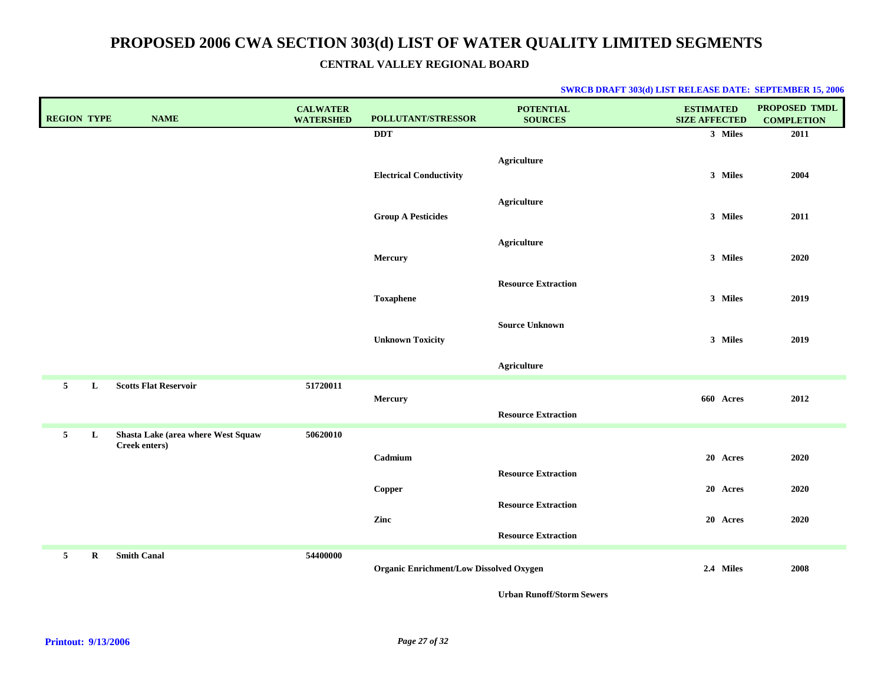# PROPOSED 2006 CWA SECTION 303(d) LIST OF WATER QUALITY LIMITED SEGMENTS

**CENTRAL VALLEY REGIONAL BOARD**

**SWRCB DRAFT 303(d) LIST RELEASE DATE: SEPTEMBER 15, 2006**

| REGION | TYPE | NAME | CALWATER WATERSHED | POLLUTANT/STRESSOR | POTENTIAL SOURCES | ESTIMATED SIZE AFFECTED | PROPOSED TMDL COMPLETION |
|---|---|---|---|---|---|---|---|
| | | | | DDT | | 3 Miles | 2011 |
| | | | | | Agriculture | | |
| | | | | Electrical Conductivity | | 3 Miles | 2004 |
| | | | | | Agriculture | | |
| | | | | Group A Pesticides | | 3 Miles | 2011 |
| | | | | | Agriculture | | |
| | | | | Mercury | | 3 Miles | 2020 |
| | | | | | Resource Extraction | | |
| | | | | Toxaphene | | 3 Miles | 2019 |
| | | | | | Source Unknown | | |
| | | | | Unknown Toxicity | | 3 Miles | 2019 |
| | | | | | Agriculture | | |
| 5 | L | Scotts Flat Reservoir | 51720011 | | | | |
| | | | | Mercury | | 660 Acres | 2012 |
| | | | | | Resource Extraction | | |
| 5 | L | Shasta Lake (area where West Squaw Creek enters) | 50620010 | | | | |
| | | | | Cadmium | | 20 Acres | 2020 |
| | | | | | Resource Extraction | | |
| | | | | Copper | | 20 Acres | 2020 |
| | | | | | Resource Extraction | | |
| | | | | Zinc | | 20 Acres | 2020 |
| | | | | | Resource Extraction | | |
| 5 | R | Smith Canal | 54400000 | | | | |
| | | | | Organic Enrichment/Low Dissolved Oxygen | | 2.4 Miles | 2008 |
| | | | | | Urban Runoff/Storm Sewers | | |

**Printout: 9/13/2006**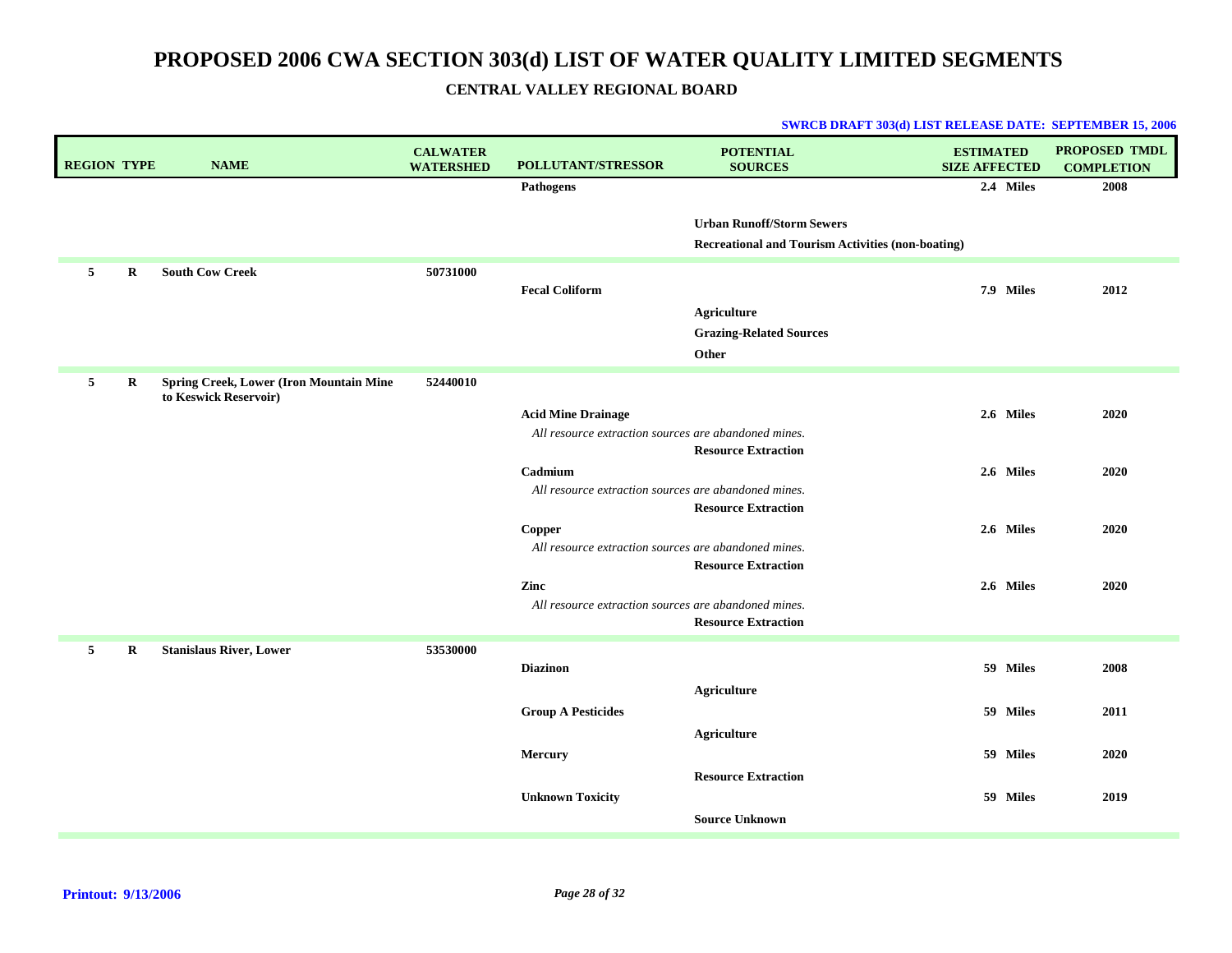# PROPOSED 2006 CWA SECTION 303(d) LIST OF WATER QUALITY LIMITED SEGMENTS

## CENTRAL VALLEY REGIONAL BOARD

**SWRCB DRAFT 303(d) LIST RELEASE DATE: SEPTEMBER 15, 2006**

| REGION | TYPE | NAME | CALWATER WATERSHED | POLLUTANT/STRESSOR | POTENTIAL SOURCES | ESTIMATED SIZE AFFECTED | PROPOSED TMDL COMPLETION |
|---|---|---|---|---|---|---|---|
| | | | | **Pathogens** | | **2.4 Miles** | **2008** |
| | | | | | **Urban Runoff/Storm Sewers** | | |
| | | | | | **Recreational and Tourism Activities (non-boating)** | | |
| **5** | **R** | **South Cow Creek** | **50731000** | | | | |
| | | | | **Fecal Coliform** | | **7.9 Miles** | **2012** |
| | | | | | **Agriculture** | | |
| | | | | | **Grazing-Related Sources** | | |
| | | | | | **Other** | | |
| **5** | **R** | **Spring Creek, Lower (Iron Mountain Mine to Keswick Reservoir)** | **52440010** | | | | |
| | | | | **Acid Mine Drainage** | | **2.6 Miles** | **2020** |
| | | | | *All resource extraction sources are abandoned mines.* | **Resource Extraction** | | |
| | | | | **Cadmium** | | **2.6 Miles** | **2020** |
| | | | | *All resource extraction sources are abandoned mines.* | **Resource Extraction** | | |
| | | | | **Copper** | | **2.6 Miles** | **2020** |
| | | | | *All resource extraction sources are abandoned mines.* | **Resource Extraction** | | |
| | | | | **Zinc** | | **2.6 Miles** | **2020** |
| | | | | *All resource extraction sources are abandoned mines.* | **Resource Extraction** | | |
| **5** | **R** | **Stanislaus River, Lower** | **53530000** | | | | |
| | | | | **Diazinon** | | **59 Miles** | **2008** |
| | | | | | **Agriculture** | | |
| | | | | **Group A Pesticides** | | **59 Miles** | **2011** |
| | | | | | **Agriculture** | | |
| | | | | **Mercury** | | **59 Miles** | **2020** |
| | | | | | **Resource Extraction** | | |
| | | | | **Unknown Toxicity** | | **59 Miles** | **2019** |
| | | | | | **Source Unknown** | | |

**Printout: 9/13/2006**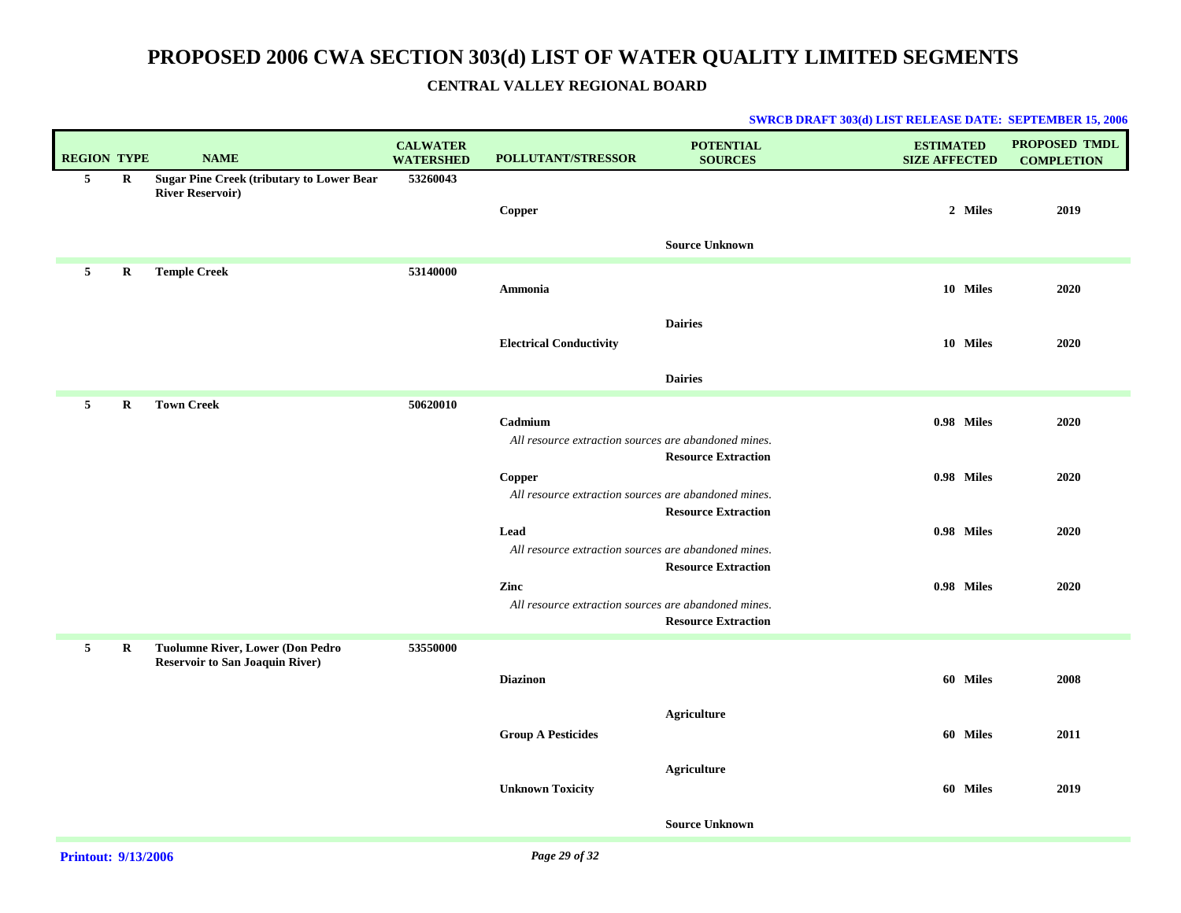# PROPOSED 2006 CWA SECTION 303(d) LIST OF WATER QUALITY LIMITED SEGMENTS

## CENTRAL VALLEY REGIONAL BOARD

**SWRCB DRAFT 303(d) LIST RELEASE DATE: SEPTEMBER 15, 2006**

| REGION | TYPE | NAME | CALWATER WATERSHED | POLLUTANT/STRESSOR | POTENTIAL SOURCES | ESTIMATED SIZE AFFECTED | PROPOSED TMDL COMPLETION |
|---|---|---|---|---|---|---|---|
| 5 | R | **Sugar Pine Creek (tributary to Lower Bear River Reservoir)** | 53260043 | | | | |
| | | | | **Copper** | | 2 Miles | 2019 |
| | | | | | **Source Unknown** | | |
| 5 | R | **Temple Creek** | 53140000 | | | | |
| | | | | **Ammonia** | | 10 Miles | 2020 |
| | | | | | **Dairies** | | |
| | | | | **Electrical Conductivity** | | 10 Miles | 2020 |
| | | | | | **Dairies** | | |
| 5 | R | **Town Creek** | 50620010 | | | | |
| | | | | **Cadmium** | | 0.98 Miles | 2020 |
| | | | | *All resource extraction sources are abandoned mines.* | **Resource Extraction** | | |
| | | | | **Copper** | | 0.98 Miles | 2020 |
| | | | | *All resource extraction sources are abandoned mines.* | **Resource Extraction** | | |
| | | | | **Lead** | | 0.98 Miles | 2020 |
| | | | | *All resource extraction sources are abandoned mines.* | **Resource Extraction** | | |
| | | | | **Zinc** | | 0.98 Miles | 2020 |
| | | | | *All resource extraction sources are abandoned mines.* | **Resource Extraction** | | |
| 5 | R | **Tuolumne River, Lower (Don Pedro Reservoir to San Joaquin River)** | 53550000 | | | | |
| | | | | **Diazinon** | | 60 Miles | 2008 |
| | | | | | **Agriculture** | | |
| | | | | **Group A Pesticides** | | 60 Miles | 2011 |
| | | | | | **Agriculture** | | |
| | | | | **Unknown Toxicity** | | 60 Miles | 2019 |
| | | | | | **Source Unknown** | | |

**Printout: 9/13/2006**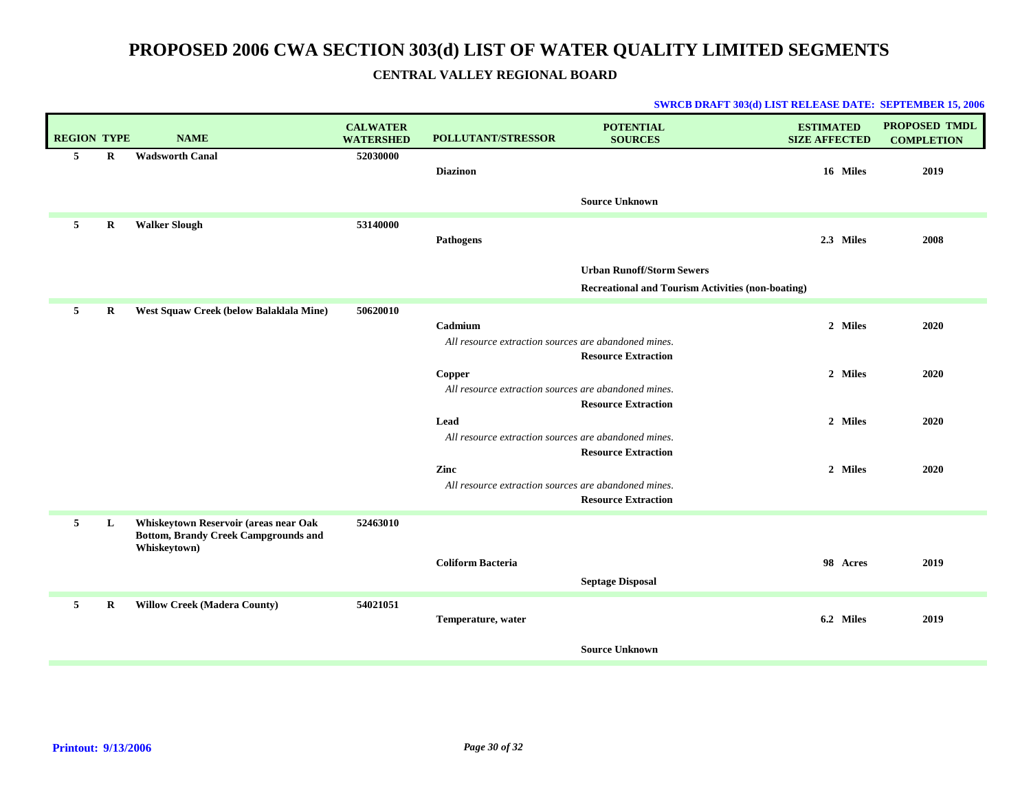# PROPOSED 2006 CWA SECTION 303(d) LIST OF WATER QUALITY LIMITED SEGMENTS

## CENTRAL VALLEY REGIONAL BOARD

**SWRCB DRAFT 303(d) LIST RELEASE DATE: SEPTEMBER 15, 2006**

| REGION | TYPE | NAME | CALWATER WATERSHED | POLLUTANT/STRESSOR | POTENTIAL SOURCES | ESTIMATED SIZE AFFECTED | PROPOSED TMDL COMPLETION |
|---|---|---|---|---|---|---|---|
| 5 | R | Wadsworth Canal | 52030000 | | | | |
| | | | | Diazinon | | 16 Miles | 2019 |
| | | | | | Source Unknown | | |
| 5 | R | Walker Slough | 53140000 | | | | |
| | | | | Pathogens | | 2.3 Miles | 2008 |
| | | | | | Urban Runoff/Storm Sewers | | |
| | | | | | Recreational and Tourism Activities (non-boating) | | |
| 5 | R | West Squaw Creek (below Balaklala Mine) | 50620010 | | | | |
| | | | | Cadmium | | 2 Miles | 2020 |
| | | | | *All resource extraction sources are abandoned mines.* | | | |
| | | | | | Resource Extraction | | |
| | | | | Copper | | 2 Miles | 2020 |
| | | | | *All resource extraction sources are abandoned mines.* | | | |
| | | | | | Resource Extraction | | |
| | | | | Lead | | 2 Miles | 2020 |
| | | | | *All resource extraction sources are abandoned mines.* | | | |
| | | | | | Resource Extraction | | |
| | | | | Zinc | | 2 Miles | 2020 |
| | | | | *All resource extraction sources are abandoned mines.* | | | |
| | | | | | Resource Extraction | | |
| 5 | L | Whiskeytown Reservoir (areas near Oak Bottom, Brandy Creek Campgrounds and Whiskeytown) | 52463010 | | | | |
| | | | | Coliform Bacteria | | 98 Acres | 2019 |
| | | | | | Septage Disposal | | |
| 5 | R | Willow Creek (Madera County) | 54021051 | | | | |
| | | | | Temperature, water | | 6.2 Miles | 2019 |
| | | | | | Source Unknown | | |

**Printout: 9/13/2006**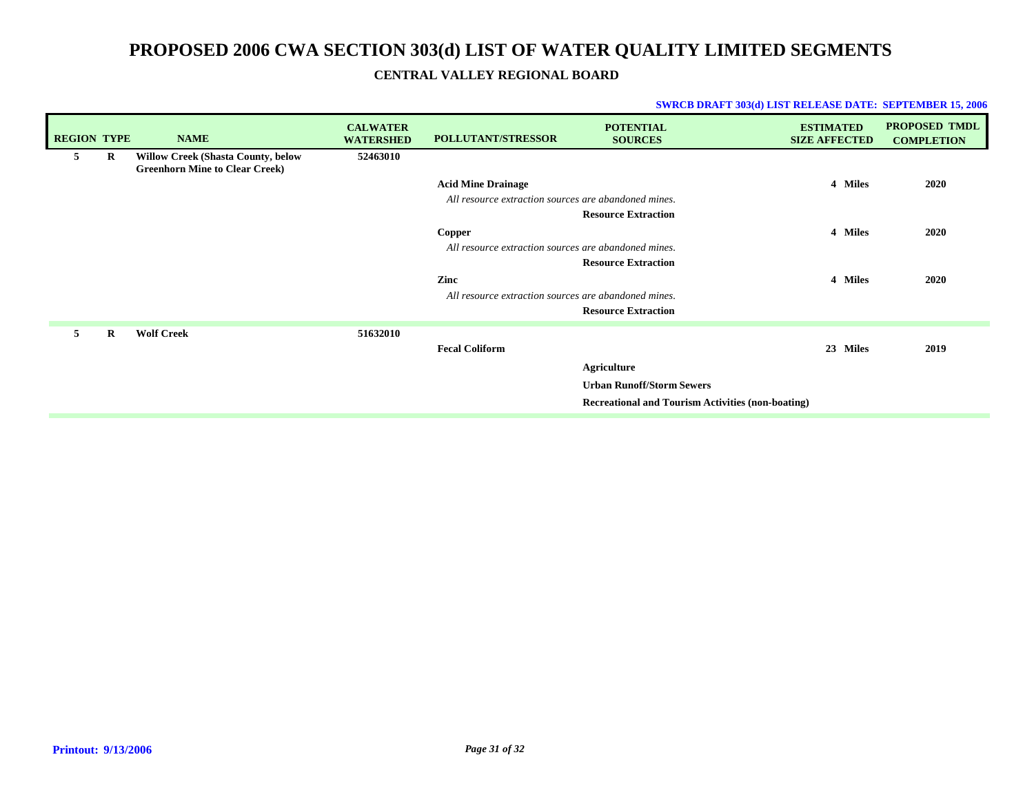# PROPOSED 2006 CWA SECTION 303(d) LIST OF WATER QUALITY LIMITED SEGMENTS

## CENTRAL VALLEY REGIONAL BOARD

**SWRCB DRAFT 303(d) LIST RELEASE DATE: SEPTEMBER 15, 2006**

| REGION | TYPE | NAME | CALWATER WATERSHED | POLLUTANT/STRESSOR | POTENTIAL SOURCES | ESTIMATED SIZE AFFECTED | PROPOSED TMDL COMPLETION |
|---|---|---|---|---|---|---|---|
| 5 | R | Willow Creek (Shasta County, below Greenhorn Mine to Clear Creek) | 52463010 | | | | |
| | | | | Acid Mine Drainage | | 4 Miles | 2020 |
| | | | | *All resource extraction sources are abandoned mines.* | | | |
| | | | | | Resource Extraction | | |
| | | | | Copper | | 4 Miles | 2020 |
| | | | | *All resource extraction sources are abandoned mines.* | | | |
| | | | | | Resource Extraction | | |
| | | | | Zinc | | 4 Miles | 2020 |
| | | | | *All resource extraction sources are abandoned mines.* | | | |
| | | | | | Resource Extraction | | |
| 5 | R | Wolf Creek | 51632010 | | | | |
| | | | | Fecal Coliform | | 23 Miles | 2019 |
| | | | | | Agriculture | | |
| | | | | | Urban Runoff/Storm Sewers | | |
| | | | | | Recreational and Tourism Activities (non-boating) | | |

**Printout: 9/13/2006**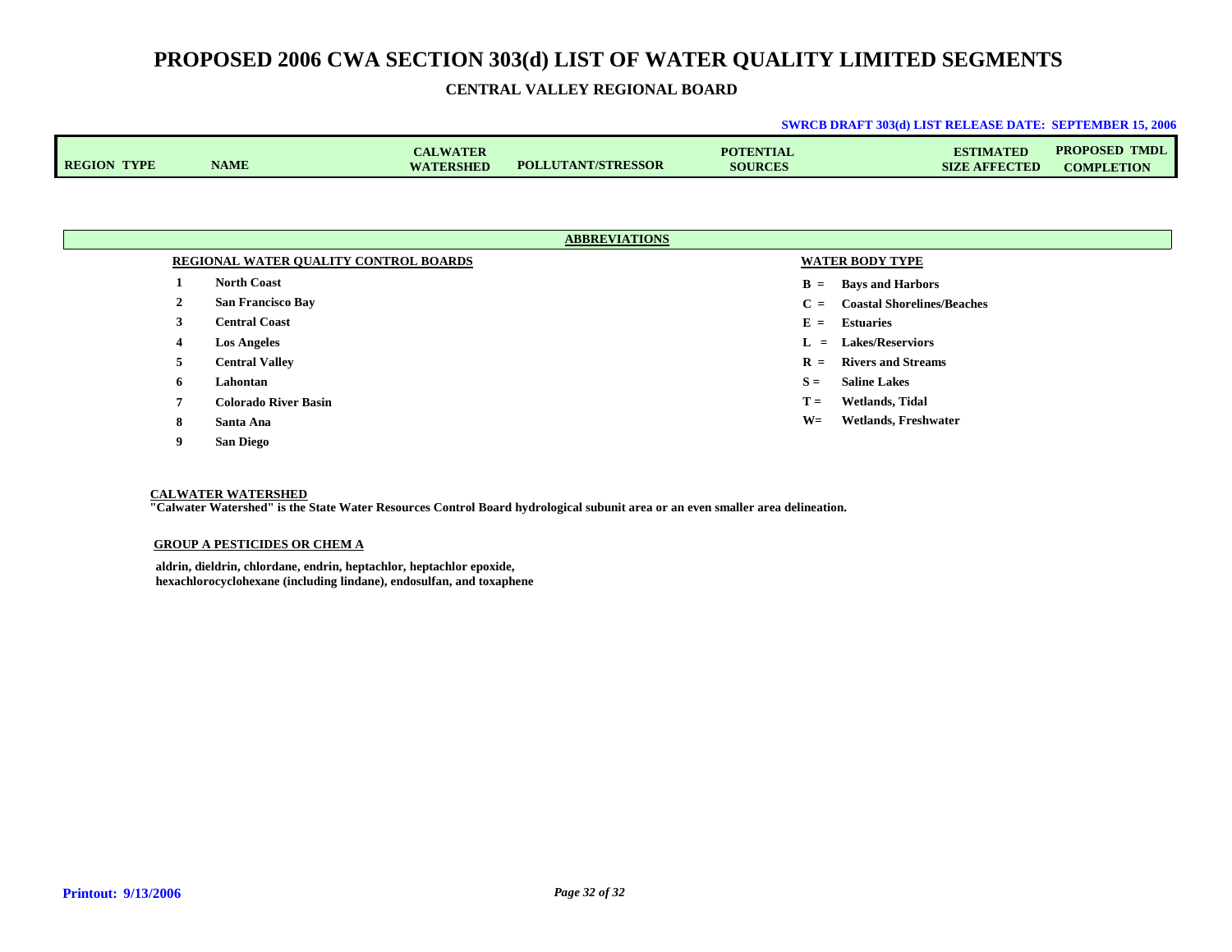# PROPOSED 2006 CWA SECTION 303(d) LIST OF WATER QUALITY LIMITED SEGMENTS

## CENTRAL VALLEY REGIONAL BOARD

**SWRCB DRAFT 303(d) LIST RELEASE DATE: SEPTEMBER 15, 2006**

| REGION | TYPE | NAME | CALWATER WATERSHED | POLLUTANT/STRESSOR | POTENTIAL SOURCES | ESTIMATED SIZE AFFECTED | PROPOSED TMDL COMPLETION |
|---|---|---|---|---|---|---|---|

### ABBREVIATIONS

**REGIONAL WATER QUALITY CONTROL BOARDS**

| | |
|---|---|
| 1 | North Coast |
| 2 | San Francisco Bay |
| 3 | Central Coast |
| 4 | Los Angeles |
| 5 | Central Valley |
| 6 | Lahontan |
| 7 | Colorado River Basin |
| 8 | Santa Ana |
| 9 | San Diego |

**WATER BODY TYPE**

| | |
|---|---|
| B = | Bays and Harbors |
| C = | Coastal Shorelines/Beaches |
| E = | Estuaries |
| L = | Lakes/Reserviors |
| R = | Rivers and Streams |
| S = | Saline Lakes |
| T = | Wetlands, Tidal |
| W= | Wetlands, Freshwater |

**CALWATER WATERSHED**

"Calwater Watershed" is the State Water Resources Control Board hydrological subunit area or an even smaller area delineation.

**GROUP A PESTICIDES OR CHEM A**

aldrin, dieldrin, chlordane, endrin, heptachlor, heptachlor epoxide, hexachlorocyclohexane (including lindane), endosulfan, and toxaphene

Printout: 9/13/2006